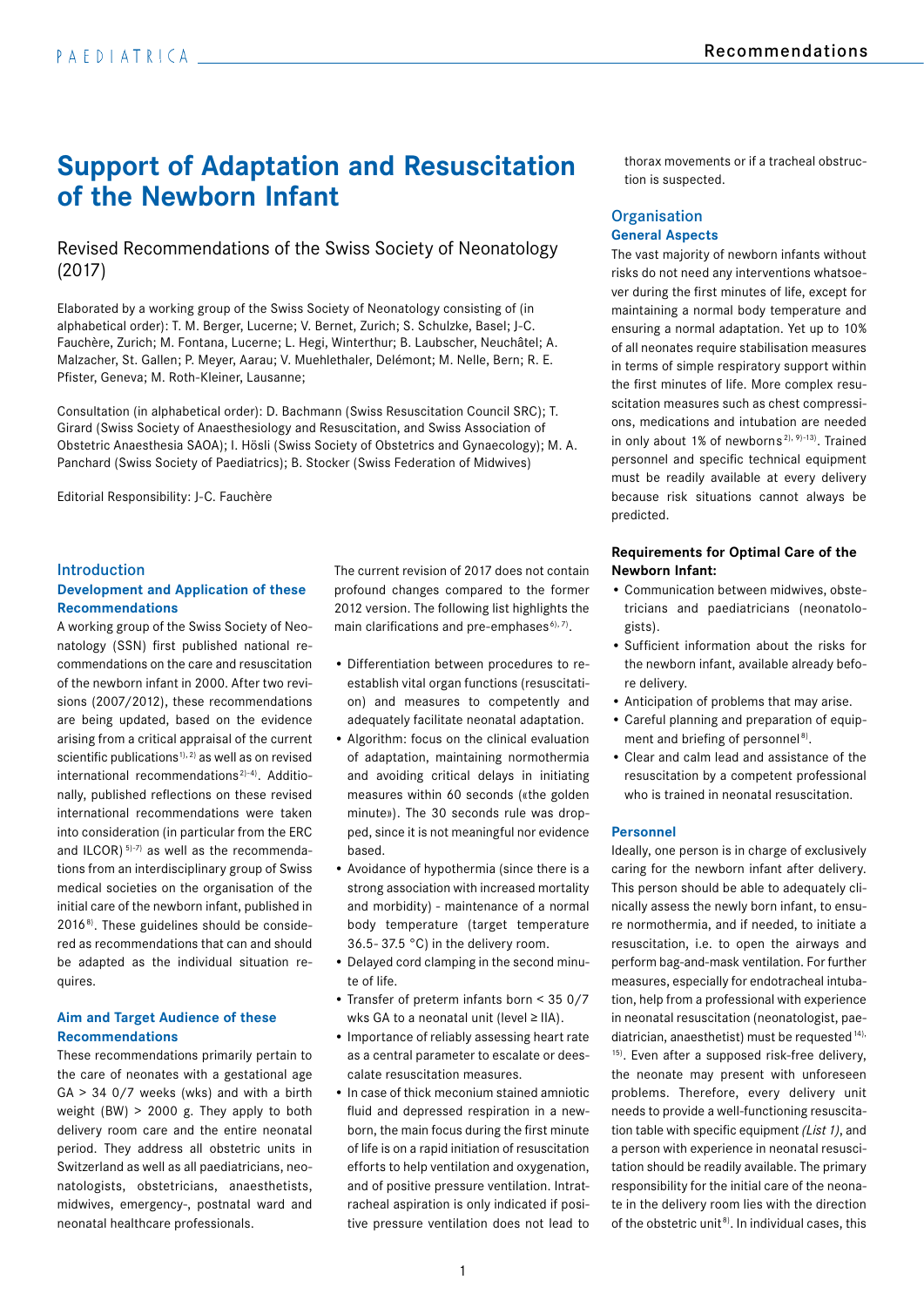# Support of Adaptation and Resuscitation of the Newborn Infant

## Revised Recommendations of the Swiss Society of Neonatology (2017)

Elaborated by a working group of the Swiss Society of Neonatology consisting of (in alphabetical order): T. M. Berger, Lucerne; V. Bernet, Zurich; S. Schulzke, Basel; J-C. Fauchère, Zurich; M. Fontana, Lucerne; L. Hegi, Winterthur; B. Laubscher, Neuchâtel; A. Malzacher, St. Gallen; P. Meyer, Aarau; V. Muehlethaler, Delémont; M. Nelle, Bern; R. E. Pfister, Geneva; M. Roth-Kleiner, Lausanne;

Consultation (in alphabetical order): D. Bachmann (Swiss Resuscitation Council SRC); T. Girard (Swiss Society of Anaesthesiology and Resuscitation, and Swiss Association of Obstetric Anaesthesia SAOA); I. Hösli (Swiss Society of Obstetrics and Gynaecology); M. A. Panchard (Swiss Society of Paediatrics); B. Stocker (Swiss Federation of Midwives)

Editorial Responsibility: J-C. Fauchère

## Introduction

### Development and Application of these Recommendations

A working group of the Swiss Society of Neonatology (SSN) first published national recommendations on the care and resuscitation of the newborn infant in 2000. After two revisions (2007/2012), these recommendations are being updated, based on the evidence arising from a critical appraisal of the current scientific publications [1), 2)] as well as on revised international recommendations [2)-4)]. Additionally, published reflections on these revised international recommendations were taken into consideration (in particular from the ERC and ILCOR) [5)-7)] as well as the recommendations from an interdisciplinary group of Swiss medical societies on the organisation of the initial care of the newborn infant, published in 2016 [8)]. These guidelines should be considered as recommendations that can and should be adapted as the individual situation requires.

### Aim and Target Audience of these Recommendations

These recommendations primarily pertain to the care of neonates with a gestational age GA > 34 0/7 weeks (wks) and with a birth weight (BW) > 2000 g. They apply to both delivery room care and the entire neonatal period. They address all obstetric units in Switzerland as well as all paediatricians, neonatologists, obstetricians, anaesthetists, midwives, emergency-, postnatal ward and neonatal healthcare professionals.

The current revision of 2017 does not contain profound changes compared to the former 2012 version. The following list highlights the main clarifications and pre-emphases [6), 7)].

- Differentiation between procedures to re-establish vital organ functions (resuscitation) and measures to competently and adequately facilitate neonatal adaptation.
- Algorithm: focus on the clinical evaluation of adaptation, maintaining normothermia and avoiding critical delays in initiating measures within 60 seconds («the golden minute»). The 30 seconds rule was dropped, since it is not meaningful nor evidence based.
- Avoidance of hypothermia (since there is a strong association with increased mortality and morbidity) - maintenance of a normal body temperature (target temperature 36.5- 37.5 °C) in the delivery room.
- Delayed cord clamping in the second minute of life.
- Transfer of preterm infants born < 35 0/7 wks GA to a neonatal unit (level ≥ IIA).
- Importance of reliably assessing heart rate as a central parameter to escalate or deescalate resuscitation measures.
- In case of thick meconium stained amniotic fluid and depressed respiration in a newborn, the main focus during the first minute of life is on a rapid initiation of resuscitation efforts to help ventilation and oxygenation, and of positive pressure ventilation. Intratracheal aspiration is only indicated if positive pressure ventilation does not lead to thorax movements or if a tracheal obstruction is suspected.

## Organisation

### General Aspects

The vast majority of newborn infants without risks do not need any interventions whatsoever during the first minutes of life, except for maintaining a normal body temperature and ensuring a normal adaptation. Yet up to 10% of all neonates require stabilisation measures in terms of simple respiratory support within the first minutes of life. More complex resuscitation measures such as chest compressions, medications and intubation are needed in only about 1% of newborns [2), 9)-13)]. Trained personnel and specific technical equipment must be readily available at every delivery because risk situations cannot always be predicted.

**Requirements for Optimal Care of the Newborn Infant:**

- Communication between midwives, obstetricians and paediatricians (neonatologists).
- Sufficient information about the risks for the newborn infant, available already before delivery.
- Anticipation of problems that may arise.
- Careful planning and preparation of equipment and briefing of personnel [8)].
- Clear and calm lead and assistance of the resuscitation by a competent professional who is trained in neonatal resuscitation.

### Personnel

Ideally, one person is in charge of exclusively caring for the newborn infant after delivery. This person should be able to adequately clinically assess the newly born infant, to ensure normothermia, and if needed, to initiate a resuscitation, i.e. to open the airways and perform bag-and-mask ventilation. For further measures, especially for endotracheal intubation, help from a professional with experience in neonatal resuscitation (neonatologist, paediatrician, anaesthetist) must be requested [14), 15)]. Even after a supposed risk-free delivery, the neonate may present with unforeseen problems. Therefore, every delivery unit needs to provide a well-functioning resuscitation table with specific equipment *(List 1)*, and a person with experience in neonatal resuscitation should be readily available. The primary responsibility for the initial care of the neonate in the delivery room lies with the direction of the obstetric unit [8)]. In individual cases, this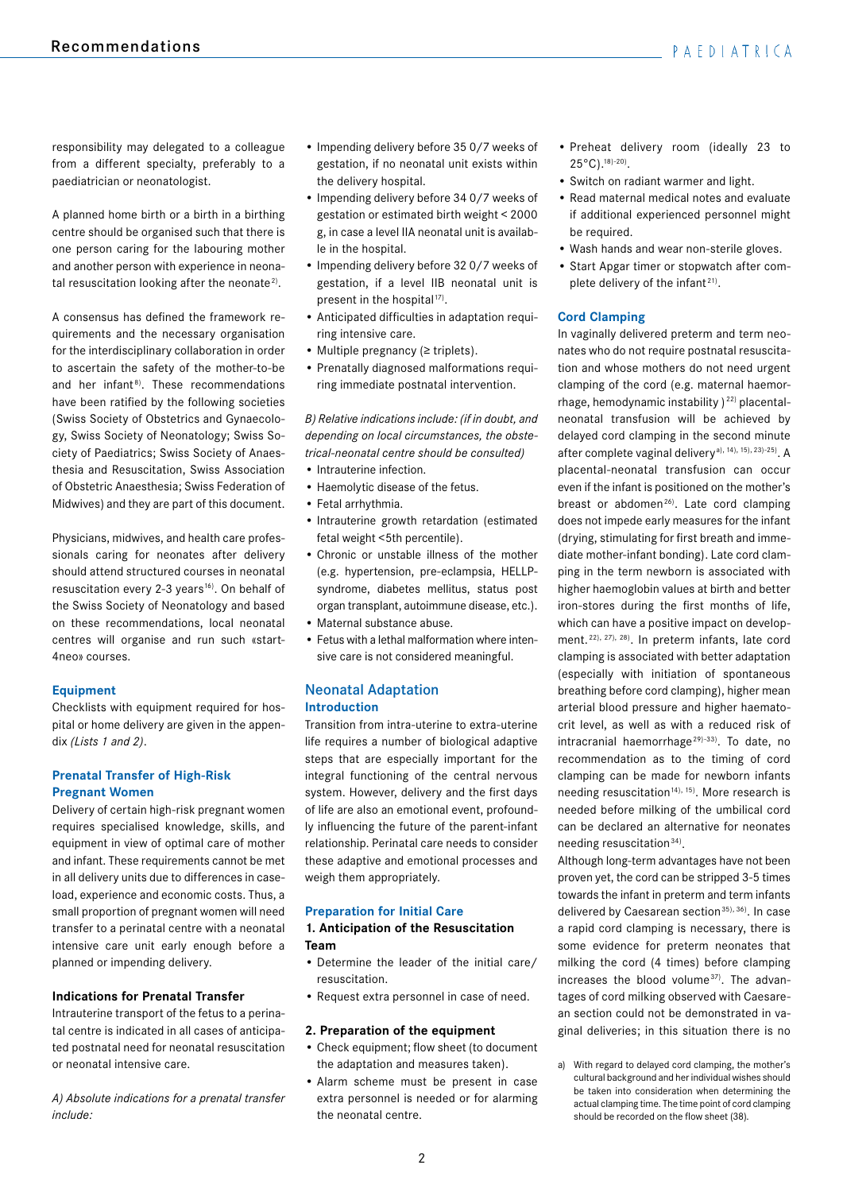responsibility may delegated to a colleague from a different specialty, preferably to a paediatrician or neonatologist.

A planned home birth or a birth in a birthing centre should be organised such that there is one person caring for the labouring mother and another person with experience in neonatal resuscitation looking after the neonate[2].

A consensus has defined the framework requirements and the necessary organisation for the interdisciplinary collaboration in order to ascertain the safety of the mother-to-be and her infant[8]. These recommendations have been ratified by the following societies (Swiss Society of Obstetrics and Gynaecology, Swiss Society of Neonatology; Swiss Society of Paediatrics; Swiss Society of Anaesthesia and Resuscitation, Swiss Association of Obstetric Anaesthesia; Swiss Federation of Midwives) and they are part of this document.

Physicians, midwives, and health care professionals caring for neonates after delivery should attend structured courses in neonatal resuscitation every 2-3 years[16]. On behalf of the Swiss Society of Neonatology and based on these recommendations, local neonatal centres will organise and run such «start-4neo» courses.

### Equipment

Checklists with equipment required for hospital or home delivery are given in the appendix *(Lists 1 and 2)*.

### Prenatal Transfer of High-Risk Pregnant Women

Delivery of certain high-risk pregnant women requires specialised knowledge, skills, and equipment in view of optimal care of mother and infant. These requirements cannot be met in all delivery units due to differences in caseload, experience and economic costs. Thus, a small proportion of pregnant women will need transfer to a perinatal centre with a neonatal intensive care unit early enough before a planned or impending delivery.

#### Indications for Prenatal Transfer

Intrauterine transport of the fetus to a perinatal centre is indicated in all cases of anticipated postnatal need for neonatal resuscitation or neonatal intensive care.

*A) Absolute indications for a prenatal transfer include:*

- Impending delivery before 35 0/7 weeks of gestation, if no neonatal unit exists within the delivery hospital.
- Impending delivery before 34 0/7 weeks of gestation or estimated birth weight < 2000 g, in case a level IIA neonatal unit is available in the hospital.
- Impending delivery before 32 0/7 weeks of gestation, if a level IIB neonatal unit is present in the hospital[17].
- Anticipated difficulties in adaptation requiring intensive care.
- Multiple pregnancy (≥ triplets).
- Prenatally diagnosed malformations requiring immediate postnatal intervention.

*B) Relative indications include: (if in doubt, and depending on local circumstances, the obstetrical-neonatal centre should be consulted)*

- Intrauterine infection.
- Haemolytic disease of the fetus.
- Fetal arrhythmia.
- Intrauterine growth retardation (estimated fetal weight <5th percentile).
- Chronic or unstable illness of the mother (e.g. hypertension, pre-eclampsia, HELLP-syndrome, diabetes mellitus, status post organ transplant, autoimmune disease, etc.).
- Maternal substance abuse.
- Fetus with a lethal malformation where intensive care is not considered meaningful.

## Neonatal Adaptation

### Introduction

Transition from intra-uterine to extra-uterine life requires a number of biological adaptive steps that are especially important for the integral functioning of the central nervous system. However, delivery and the first days of life are also an emotional event, profoundly influencing the future of the parent-infant relationship. Perinatal care needs to consider these adaptive and emotional processes and weigh them appropriately.

### Preparation for Initial Care

#### 1. Anticipation of the Resuscitation Team

- Determine the leader of the initial care/resuscitation.
- Request extra personnel in case of need.

#### 2. Preparation of the equipment

- Check equipment; flow sheet (to document the adaptation and measures taken).
- Alarm scheme must be present in case extra personnel is needed or for alarming the neonatal centre.
- Preheat delivery room (ideally 23 to 25°C).[18-20].
- Switch on radiant warmer and light.
- Read maternal medical notes and evaluate if additional experienced personnel might be required.
- Wash hands and wear non-sterile gloves.
- Start Apgar timer or stopwatch after complete delivery of the infant[21].

### Cord Clamping

In vaginally delivered preterm and term neonates who do not require postnatal resuscitation and whose mothers do not need urgent clamping of the cord (e.g. maternal haemorrhage, hemodynamic instability )[22] placental-neonatal transfusion will be achieved by delayed cord clamping in the second minute after complete vaginal delivery[a, 14, 15, 23-25]. A placental-neonatal transfusion can occur even if the infant is positioned on the mother's breast or abdomen[26]. Late cord clamping does not impede early measures for the infant (drying, stimulating for first breath and immediate mother-infant bonding). Late cord clamping in the term newborn is associated with higher haemoglobin values at birth and better iron-stores during the first months of life, which can have a positive impact on development.[22, 27, 28]. In preterm infants, late cord clamping is associated with better adaptation (especially with initiation of spontaneous breathing before cord clamping), higher mean arterial blood pressure and higher haematocrit level, as well as with a reduced risk of intracranial haemorrhage[29-33]. To date, no recommendation as to the timing of cord clamping can be made for newborn infants needing resuscitation[14, 15]. More research is needed before milking of the umbilical cord can be declared an alternative for neonates needing resuscitation[34].

Although long-term advantages have not been proven yet, the cord can be stripped 3-5 times towards the infant in preterm and term infants delivered by Caesarean section[35, 36]. In case a rapid cord clamping is necessary, there is some evidence for preterm neonates that milking the cord (4 times) before clamping increases the blood volume[37]. The advantages of cord milking observed with Caesarean section could not be demonstrated in vaginal deliveries; in this situation there is no

a) With regard to delayed cord clamping, the mother's cultural background and her individual wishes should be taken into consideration when determining the actual clamping time. The time point of cord clamping should be recorded on the flow sheet (38).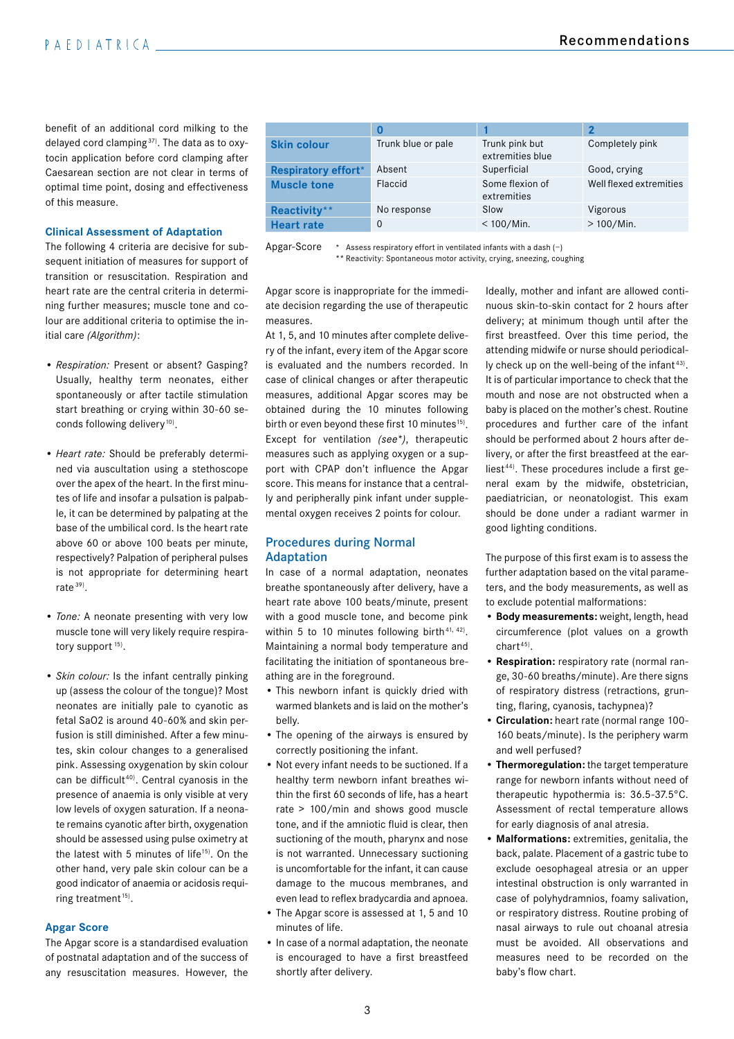benefit of an additional cord milking to the delayed cord clamping[37]. The data as to oxytocin application before cord clamping after Caesarean section are not clear in terms of optimal time point, dosing and effectiveness of this measure.

### Clinical Assessment of Adaptation

The following 4 criteria are decisive for subsequent initiation of measures for support of transition or resuscitation. Respiration and heart rate are the central criteria in determining further measures; muscle tone and colour are additional criteria to optimise the initial care *(Algorithm)*:

- *Respiration:* Present or absent? Gasping? Usually, healthy term neonates, either spontaneously or after tactile stimulation start breathing or crying within 30-60 seconds following delivery[10].
- *Heart rate:* Should be preferably determined via auscultation using a stethoscope over the apex of the heart. In the first minutes of life and insofar a pulsation is palpable, it can be determined by palpating at the base of the umbilical cord. Is the heart rate above 60 or above 100 beats per minute, respectively? Palpation of peripheral pulses is not appropriate for determining heart rate[39].
- *Tone:* A neonate presenting with very low muscle tone will very likely require respiratory support[15].
- *Skin colour:* Is the infant centrally pinking up (assess the colour of the tongue)? Most neonates are initially pale to cyanotic as fetal SaO2 is around 40-60% and skin perfusion is still diminished. After a few minutes, skin colour changes to a generalised pink. Assessing oxygenation by skin colour can be difficult[40]. Central cyanosis in the presence of anaemia is only visible at very low levels of oxygen saturation. If a neonate remains cyanotic after birth, oxygenation should be assessed using pulse oximetry at the latest with 5 minutes of life[15]. On the other hand, very pale skin colour can be a good indicator of anaemia or acidosis requiring treatment[15].

### Apgar Score

The Apgar score is a standardised evaluation of postnatal adaptation and of the success of any resuscitation measures. However, the Apgar score is inappropriate for the immediate decision regarding the use of therapeutic measures.

|  | 0 | 1 | 2 |
|---|---|---|---|
| **Skin colour** | Trunk blue or pale | Trunk pink but extremities blue | Completely pink |
| **Respiratory effort*** | Absent | Superficial | Good, crying |
| **Muscle tone** | Flaccid | Some flexion of extremities | Well flexed extremities |
| **Reactivity**** | No response | Slow | Vigorous |
| **Heart rate** | 0 | < 100/Min. | > 100/Min. |

Apgar-Score
\* Assess respiratory effort in ventilated infants with a dash (–)
\*\* Reactivity: Spontaneous motor activity, crying, sneezing, coughing

At 1, 5, and 10 minutes after complete delivery of the infant, every item of the Apgar score is evaluated and the numbers recorded. In case of clinical changes or after therapeutic measures, additional Apgar scores may be obtained during the 10 minutes following birth or even beyond these first 10 minutes[15]. Except for ventilation *(see\*)*, therapeutic measures such as applying oxygen or a support with CPAP don't influence the Apgar score. This means for instance that a centrally and peripherally pink infant under supplemental oxygen receives 2 points for colour.

### Procedures during Normal Adaptation

In case of a normal adaptation, neonates breathe spontaneously after delivery, have a heart rate above 100 beats/minute, present with a good muscle tone, and become pink within 5 to 10 minutes following birth[41, 42]. Maintaining a normal body temperature and facilitating the initiation of spontaneous breathing are in the foreground.

- This newborn infant is quickly dried with warmed blankets and is laid on the mother's belly.
- The opening of the airways is ensured by correctly positioning the infant.
- Not every infant needs to be suctioned. If a healthy term newborn infant breathes within the first 60 seconds of life, has a heart rate > 100/min and shows good muscle tone, and if the amniotic fluid is clear, then suctioning of the mouth, pharynx and nose is not warranted. Unnecessary suctioning is uncomfortable for the infant, it can cause damage to the mucous membranes, and even lead to reflex bradycardia and apnoea.
- The Apgar score is assessed at 1, 5 and 10 minutes of life.
- In case of a normal adaptation, the neonate is encouraged to have a first breastfeed shortly after delivery.

Ideally, mother and infant are allowed continuous skin-to-skin contact for 2 hours after delivery; at minimum though until after the first breastfeed. Over this time period, the attending midwife or nurse should periodically check up on the well-being of the infant[43]. It is of particular importance to check that the mouth and nose are not obstructed when a baby is placed on the mother's chest. Routine procedures and further care of the infant should be performed about 2 hours after delivery, or after the first breastfeed at the earliest[44]. These procedures include a first general exam by the midwife, obstetrician, paediatrician, or neonatologist. This exam should be done under a radiant warmer in good lighting conditions.

The purpose of this first exam is to assess the further adaptation based on the vital parameters, and the body measurements, as well as to exclude potential malformations:

- **Body measurements:** weight, length, head circumference (plot values on a growth chart[45]).
- **Respiration:** respiratory rate (normal range, 30-60 breaths/minute). Are there signs of respiratory distress (retractions, grunting, flaring, cyanosis, tachypnea)?
- **Circulation:** heart rate (normal range 100-160 beats/minute). Is the periphery warm and well perfused?
- **Thermoregulation:** the target temperature range for newborn infants without need of therapeutic hypothermia is: 36.5-37.5°C. Assessment of rectal temperature allows for early diagnosis of anal atresia.
- **Malformations:** extremities, genitalia, the back, palate. Placement of a gastric tube to exclude oesophageal atresia or an upper intestinal obstruction is only warranted in case of polyhydramnios, foamy salivation, or respiratory distress. Routine probing of nasal airways to rule out choanal atresia must be avoided. All observations and measures need to be recorded on the baby's flow chart.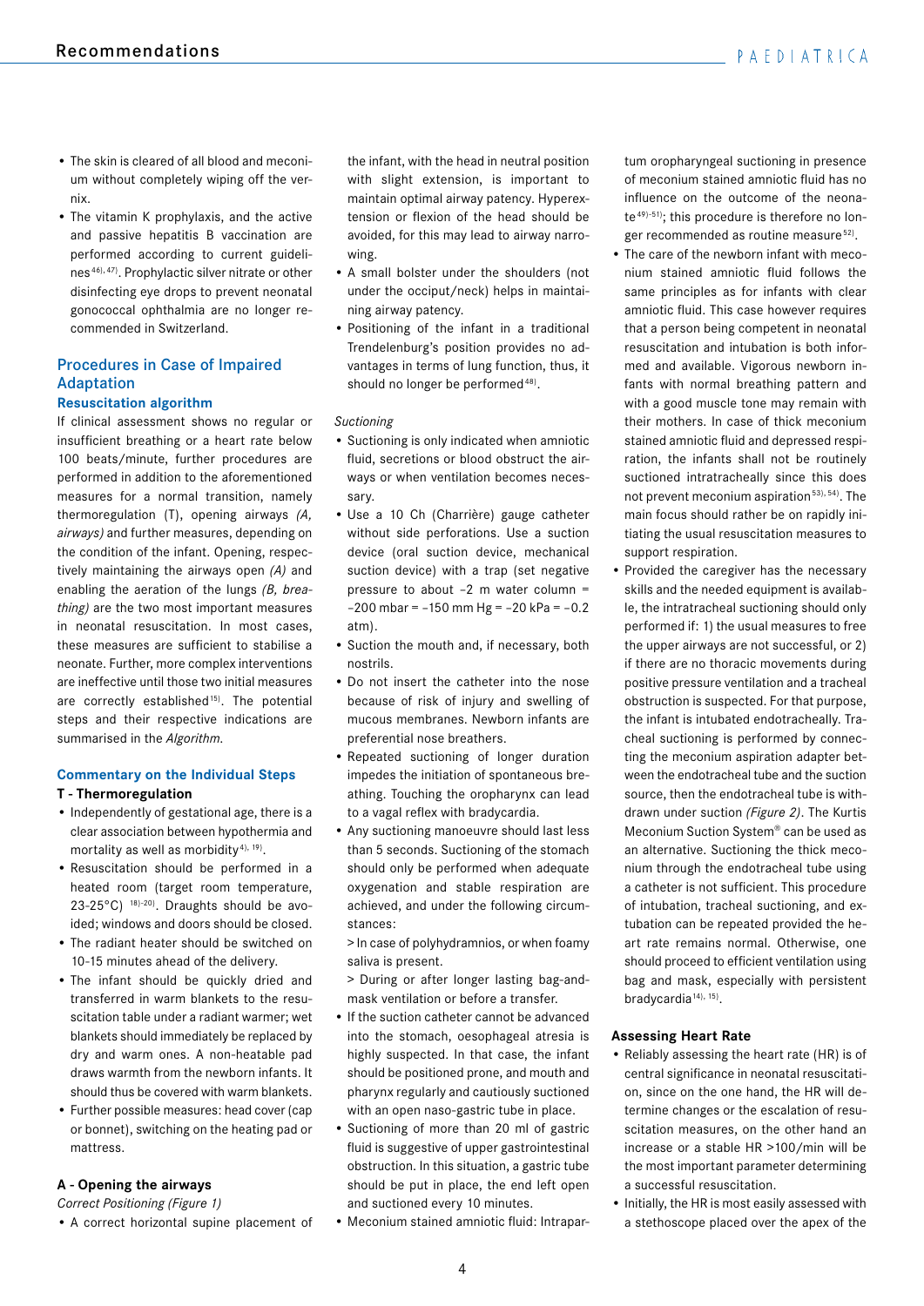- The skin is cleared of all blood and meconium without completely wiping off the vernix.
- The vitamin K prophylaxis, and the active and passive hepatitis B vaccination are performed according to current guidelines[46), 47)]. Prophylactic silver nitrate or other disinfecting eye drops to prevent neonatal gonococcal ophthalmia are no longer recommended in Switzerland.

## Procedures in Case of Impaired Adaptation

### Resuscitation algorithm

If clinical assessment shows no regular or insufficient breathing or a heart rate below 100 beats/minute, further procedures are performed in addition to the aforementioned measures for a normal transition, namely thermoregulation (T), opening airways *(A, airways)* and further measures, depending on the condition of the infant. Opening, respectively maintaining the airways open *(A)* and enabling the aeration of the lungs *(B, breathing)* are the two most important measures in neonatal resuscitation. In most cases, these measures are sufficient to stabilise a neonate. Further, more complex interventions are ineffective until those two initial measures are correctly established[15)]. The potential steps and their respective indications are summarised in the *Algorithm*.

### Commentary on the Individual Steps

**T - Thermoregulation**

- Independently of gestational age, there is a clear association between hypothermia and mortality as well as morbidity[4), 19)].
- Resuscitation should be performed in a heated room (target room temperature, 23-25°C) [18)-20)]. Draughts should be avoided; windows and doors should be closed.
- The radiant heater should be switched on 10-15 minutes ahead of the delivery.
- The infant should be quickly dried and transferred in warm blankets to the resuscitation table under a radiant warmer; wet blankets should immediately be replaced by dry and warm ones. A non-heatable pad draws warmth from the newborn infants. It should thus be covered with warm blankets.
- Further possible measures: head cover (cap or bonnet), switching on the heating pad or mattress.

**A - Opening the airways**

*Correct Positioning (Figure 1)*

- A correct horizontal supine placement of the infant, with the head in neutral position with slight extension, is important to maintain optimal airway patency. Hyperextension or flexion of the head should be avoided, for this may lead to airway narrowing.
- A small bolster under the shoulders (not under the occiput/neck) helps in maintaining airway patency.
- Positioning of the infant in a traditional Trendelenburg's position provides no advantages in terms of lung function, thus, it should no longer be performed[48)].

*Suctioning*

- Suctioning is only indicated when amniotic fluid, secretions or blood obstruct the airways or when ventilation becomes necessary.
- Use a 10 Ch (Charrière) gauge catheter without side perforations. Use a suction device (oral suction device, mechanical suction device) with a trap (set negative pressure to about –2 m water column = –200 mbar = –150 mm Hg = –20 kPa = –0.2 atm).
- Suction the mouth and, if necessary, both nostrils.
- Do not insert the catheter into the nose because of risk of injury and swelling of mucous membranes. Newborn infants are preferential nose breathers.
- Repeated suctioning of longer duration impedes the initiation of spontaneous breathing. Touching the oropharynx can lead to a vagal reflex with bradycardia.
- Any suctioning manoeuvre should last less than 5 seconds. Suctioning of the stomach should only be performed when adequate oxygenation and stable respiration are obtained, and under the following circumstances:
  > In case of polyhydramnios, or when foamy saliva is present.
  > During or after longer lasting bag-and-mask ventilation or before a transfer.
- If the suction catheter cannot be advanced into the stomach, oesophageal atresia is highly suspected. In that case, the infant should be positioned prone, and mouth and pharynx regularly and cautiously suctioned with an open naso-gastric tube in place.
- Suctioning of more than 20 ml of gastric fluid is suggestive of upper gastrointestinal obstruction. In this situation, a gastric tube should be put in place, the end left open and suctioned every 10 minutes.
- Meconium stained amniotic fluid: Intrapartum oropharyngeal suctioning in presence of meconium stained amniotic fluid has no influence on the outcome of the neonate[49)-51)]; this procedure is therefore no longer recommended as routine measure[52)].
- The care of the newborn infant with meconium stained amniotic fluid follows the same principles as for infants with clear amniotic fluid. This case however requires that a person being competent in neonatal resuscitation and intubation is both informed and available. Vigorous newborn infants with normal breathing pattern and with a good muscle tone may remain with their mothers. In case of thick meconium stained amniotic fluid and depressed respiration, the infants shall not be routinely suctioned intratracheally since this does not prevent meconium aspiration[53), 54)]. The main focus should rather be on rapidly initiating the usual resuscitation measures to support respiration.
- Provided the caregiver has the necessary skills and the needed equipment is available, the intratracheal suctioning should only performed if: 1) the usual measures to free the upper airways are not successful, or 2) if there are no thoracic movements during positive pressure ventilation and a tracheal obstruction is suspected. For that purpose, the infant is intubated endotracheally. Tracheal suctioning is performed by connecting the meconium aspiration adapter between the endotracheal tube and the suction source, then the endotracheal tube is withdrawn under suction *(Figure 2)*. The Kurtis Meconium Suction System® can be used as an alternative. Suctioning the thick meconium through the endotracheal tube using a catheter is not sufficient. This procedure of intubation, tracheal suctioning, and extubation can be repeated provided the heart rate remains normal. Otherwise, one should proceed to efficient ventilation using bag and mask, especially with persistent bradycardia[14), 15)].

**Assessing Heart Rate**

- Reliably assessing the heart rate (HR) is of central significance in neonatal resuscitation, since on the one hand, the HR will determine changes or the escalation of resuscitation measures, on the other hand an increase or a stable HR >100/min will be the most important parameter determining a successful resuscitation.
- Initially, the HR is most easily assessed with a stethoscope placed over the apex of the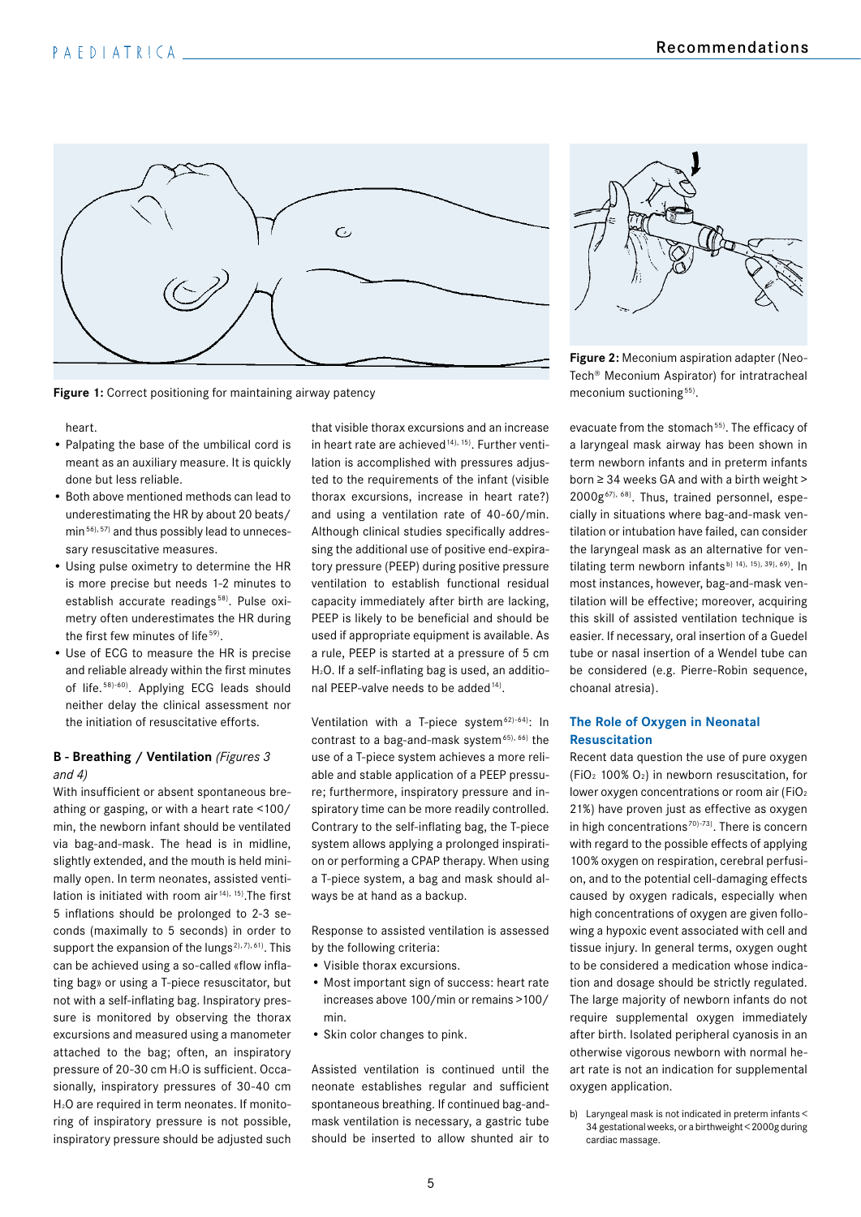**Figure 1:** Correct positioning for maintaining airway patency

**Figure 2:** Meconium aspiration adapter (NeoTech® Meconium Aspirator) for intratracheal meconium suctioning[55].

heart.

- Palpating the base of the umbilical cord is meant as an auxiliary measure. It is quickly done but less reliable.
- Both above mentioned methods can lead to underestimating the HR by about 20 beats/min[56), 57] and thus possibly lead to unnecessary resuscitative measures.
- Using pulse oximetry to determine the HR is more precise but needs 1-2 minutes to establish accurate readings[58]. Pulse oximetry often underestimates the HR during the first few minutes of life[59].
- Use of ECG to measure the HR is precise and reliable already within the first minutes of life.[58)-60]. Applying ECG leads should neither delay the clinical assessment nor the initiation of resuscitative efforts.

### B - Breathing / Ventilation *(Figures 3 and 4)*

With insufficient or absent spontaneous breathing or gasping, or with a heart rate <100/min, the newborn infant should be ventilated via bag-and-mask. The head is in midline, slightly extended, and the mouth is held minimally open. In term neonates, assisted ventilation is initiated with room air[14), 15].The first 5 inflations should be prolonged to 2-3 seconds (maximally to 5 seconds) in order to support the expansion of the lungs[2), 7), 61]. This can be achieved using a so-called «flow inflating bag» or using a T-piece resuscitator, but not with a self-inflating bag. Inspiratory pressure is monitored by observing the thorax excursions and measured using a manometer attached to the bag; often, an inspiratory pressure of 20-30 cm $H_2O$ is sufficient. Occasionally, inspiratory pressures of 30-40 cm $H_2O$ are required in term neonates. If monitoring of inspiratory pressure is not possible, inspiratory pressure should be adjusted such that visible thorax excursions and an increase in heart rate are achieved[14), 15]. Further ventilation is accomplished with pressures adjusted to the requirements of the infant (visible thorax excursions, increase in heart rate?) and using a ventilation rate of 40-60/min. Although clinical studies specifically addressing the additional use of positive end-expiratory pressure (PEEP) during positive pressure ventilation to establish functional residual capacity immediately after birth are lacking, PEEP is likely to be beneficial and should be used if appropriate equipment is available. As a rule, PEEP is started at a pressure of 5 cm $H_2O$. If a self-inflating bag is used, an additional PEEP-valve needs to be added[14].

Ventilation with a T-piece system[62)-64]: In contrast to a bag-and-mask system[65), 66] the use of a T-piece system achieves a more reliable and stable application of a PEEP pressure; furthermore, inspiratory pressure and inspiratory time can be more readily controlled. Contrary to the self-inflating bag, the T-piece system allows applying a prolonged inspiration or performing a CPAP therapy. When using a T-piece system, a bag and mask should always be at hand as a backup.

Response to assisted ventilation is assessed by the following criteria:

- Visible thorax excursions.
- Most important sign of success: heart rate increases above 100/min or remains >100/min.
- Skin color changes to pink.

Assisted ventilation is continued until the neonate establishes regular and sufficient spontaneous breathing. If continued bag-and-mask ventilation is necessary, a gastric tube should be inserted to allow shunted air to evacuate from the stomach[55]. The efficacy of a laryngeal mask airway has been shown in term newborn infants and in preterm infants born ≥ 34 weeks GA and with a birth weight > 2000g[67), 68]. Thus, trained personnel, especially in situations where bag-and-mask ventilation or intubation have failed, can consider the laryngeal mask as an alternative for ventilating term newborn infants[b) 14), 15), 39), 69]. In most instances, however, bag-and-mask ventilation will be effective; moreover, acquiring this skill of assisted ventilation technique is easier. If necessary, oral insertion of a Guedel tube or nasal insertion of a Wendel tube can be considered (e.g. Pierre-Robin sequence, choanal atresia).

### The Role of Oxygen in Neonatal Resuscitation

Recent data question the use of pure oxygen ($FiO_2$ 100% $O_2$) in newborn resuscitation, for lower oxygen concentrations or room air ($FiO_2$ 21%) have proven just as effective as oxygen in high concentrations[70)-73]. There is concern with regard to the possible effects of applying 100% oxygen on respiration, cerebral perfusion, and to the potential cell-damaging effects caused by oxygen radicals, especially when high concentrations of oxygen are given following a hypoxic event associated with cell and tissue injury. In general terms, oxygen ought to be considered a medication whose indication and dosage should be strictly regulated. The large majority of newborn infants do not require supplemental oxygen immediately after birth. Isolated peripheral cyanosis in an otherwise vigorous newborn with normal heart rate is not an indication for supplemental oxygen application.

b) Laryngeal mask is not indicated in preterm infants < 34 gestational weeks, or a birthweight < 2000g during cardiac massage.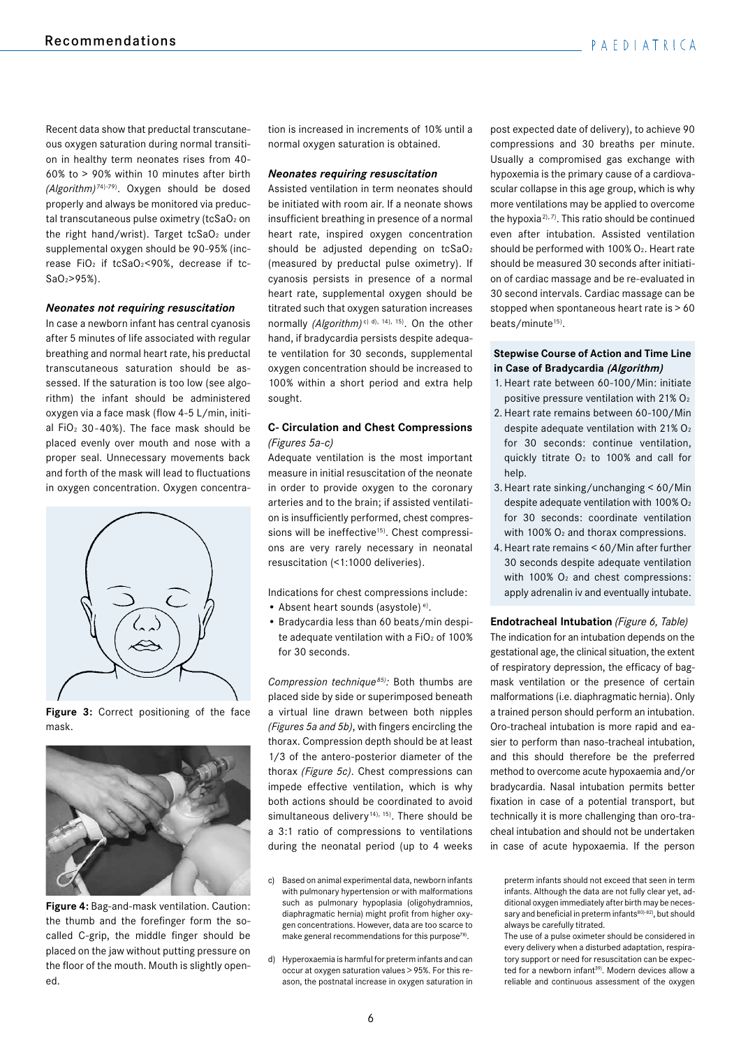Recent data show that preductal transcutaneous oxygen saturation during normal transition in healthy term neonates rises from 40-60% to > 90% within 10 minutes after birth *(Algorithm)*[74)-79)]. Oxygen should be dosed properly and always be monitored via preductal transcutaneous pulse oximetry ($tcSaO_2$ on the right hand/wrist). Target $tcSaO_2$ under supplemental oxygen should be 90-95% (increase $FiO_2$ if $tcSaO_2$<90%, decrease if $tcSaO_2$>95%).

#### *Neonates not requiring resuscitation*

In case a newborn infant has central cyanosis after 5 minutes of life associated with regular breathing and normal heart rate, his preductal transcutaneous saturation should be assessed. If the saturation is too low (see algorithm) the infant should be administered oxygen via a face mask (flow 4-5 L/min, initial $FiO_2$ 30-40%). The face mask should be placed evenly over mouth and nose with a proper seal. Unnecessary movements back and forth of the mask will lead to fluctuations in oxygen concentration. Oxygen concentration is increased in increments of 10% until a normal oxygen saturation is obtained.

**Figure 3:** Correct positioning of the face mask.

**Figure 4:** Bag-and-mask ventilation. Caution: the thumb and the forefinger form the so-called C-grip, the middle finger should be placed on the jaw without putting pressure on the floor of the mouth. Mouth is slightly opened.

#### *Neonates requiring resuscitation*

Assisted ventilation in term neonates should be initiated with room air. If a neonate shows insufficient breathing in presence of a normal heart rate, inspired oxygen concentration should be adjusted depending on $tcSaO_2$ (measured by preductal pulse oximetry). If cyanosis persists in presence of a normal heart rate, supplemental oxygen should be titrated such that oxygen saturation increases normally *(Algorithm)*[c) d), 14), 15)]. On the other hand, if bradycardia persists despite adequate ventilation for 30 seconds, supplemental oxygen concentration should be increased to 100% within a short period and extra help sought.

### C- Circulation and Chest Compressions

*(Figures 5a-c)*

Adequate ventilation is the most important measure in initial resuscitation of the neonate in order to provide oxygen to the coronary arteries and to the brain; if assisted ventilation is insufficiently performed, chest compressions will be ineffective[15)]. Chest compressions are very rarely necessary in neonatal resuscitation (<1:1000 deliveries).

Indications for chest compressions include:

- Absent heart sounds (asystole)[e)].
- Bradycardia less than 60 beats/min despite adequate ventilation with a $FiO_2$ of 100% for 30 seconds.

*Compression technique*[85)]*:* Both thumbs are placed side by side or superimposed beneath a virtual line drawn between both nipples *(Figures 5a and 5b)*, with fingers encircling the thorax. Compression depth should be at least 1/3 of the antero-posterior diameter of the thorax *(Figure 5c)*. Chest compressions can impede effective ventilation, which is why both actions should be coordinated to avoid simultaneous delivery[14), 15)]. There should be a 3:1 ratio of compressions to ventilations during the neonatal period (up to 4 weeks post expected date of delivery), to achieve 90 compressions and 30 breaths per minute. Usually a compromised gas exchange with hypoxemia is the primary cause of a cardiovascular collapse in this age group, which is why more ventilations may be applied to overcome the hypoxia[2), 7)]. This ratio should be continued even after intubation. Assisted ventilation should be performed with 100% $O_2$. Heart rate should be measured 30 seconds after initiation of cardiac massage and be re-evaluated in 30 second intervals. Cardiac massage can be stopped when spontaneous heart rate is > 60 beats/minute[15)].

#### Stepwise Course of Action and Time Line in Case of Bradycardia *(Algorithm)*

1. Heart rate between 60-100/Min: initiate positive pressure ventilation with 21% $O_2$
2. Heart rate remains between 60-100/Min despite adequate ventilation with 21% $O_2$ for 30 seconds: continue ventilation, quickly titrate $O_2$ to 100% and call for help.
3. Heart rate sinking/unchanging < 60/Min despite adequate ventilation with 100% $O_2$ for 30 seconds: coordinate ventilation with 100% $O_2$ and thorax compressions.
4. Heart rate remains < 60/Min after further 30 seconds despite adequate ventilation with 100% $O_2$ and chest compressions: apply adrenalin iv and eventually intubate.

### Endotracheal Intubation *(Figure 6, Table)*

The indication for an intubation depends on the gestational age, the clinical situation, the extent of respiratory depression, the efficacy of bag-mask ventilation or the presence of certain malformations (i.e. diaphragmatic hernia). Only a trained person should perform an intubation. Oro-tracheal intubation is more rapid and easier to perform than naso-tracheal intubation, and this should therefore be the preferred method to overcome acute hypoxaemia and/or bradycardia. Nasal intubation permits better fixation in case of a potential transport, but technically it is more challenging than oro-tracheal intubation and should not be undertaken in case of acute hypoxaemia. If the person

c) Based on animal experimental data, newborn infants with pulmonary hypertension or with malformations such as pulmonary hypoplasia (oligohydramnios, diaphragmatic hernia) might profit from higher oxygen concentrations. However, data are too scarce to make general recommendations for this purpose[78)].

d) Hyperoxaemia is harmful for preterm infants and can occur at oxygen saturation values > 95%. For this reason, the postnatal increase in oxygen saturation in preterm infants should not exceed that seen in term infants. Although the data are not fully clear yet, additional oxygen immediately after birth may be necessary and beneficial in preterm infants[80)-82)], but should always be carefully titrated.
The use of a pulse oximeter should be considered in every delivery when a disturbed adaptation, respiratory support or need for resuscitation can be expected for a newborn infant[39)]. Modern devices allow a reliable and continuous assessment of the oxygen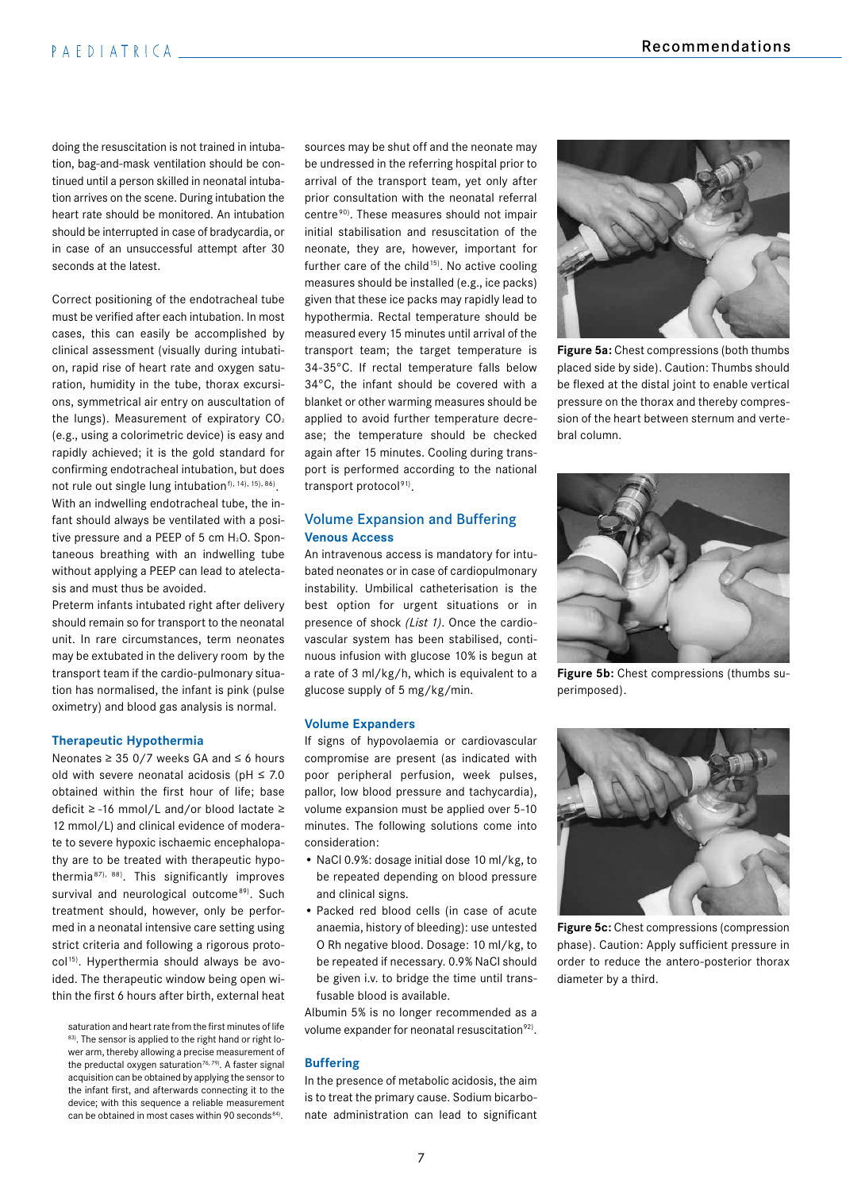doing the resuscitation is not trained in intubation, bag-and-mask ventilation should be continued until a person skilled in neonatal intubation arrives on the scene. During intubation the heart rate should be monitored. An intubation should be interrupted in case of bradycardia, or in case of an unsuccessful attempt after 30 seconds at the latest.

Correct positioning of the endotracheal tube must be verified after each intubation. In most cases, this can easily be accomplished by clinical assessment (visually during intubation, rapid rise of heart rate and oxygen saturation, humidity in the tube, thorax excursions, symmetrical air entry on auscultation of the lungs). Measurement of expiratory $CO_2$ (e.g., using a colorimetric device) is easy and rapidly achieved; it is the gold standard for confirming endotracheal intubation, but does not rule out single lung intubation[f), 14), 15), 86)].
With an indwelling endotracheal tube, the infant should always be ventilated with a positive pressure and a PEEP of 5 cm $H_2O$. Spontaneous breathing with an indwelling tube without applying a PEEP can lead to atelectasis and must thus be avoided.
Preterm infants intubated right after delivery should remain so for transport to the neonatal unit. In rare circumstances, term neonates may be extubated in the delivery room by the transport team if the cardio-pulmonary situation has normalised, the infant is pink (pulse oximetry) and blood gas analysis is normal.

### Therapeutic Hypothermia

Neonates ≥ 35 0/7 weeks GA and ≤ 6 hours old with severe neonatal acidosis (pH ≤ 7.0 obtained within the first hour of life; base deficit ≥ -16 mmol/L and/or blood lactate ≥ 12 mmol/L) and clinical evidence of moderate to severe hypoxic ischaemic encephalopathy are to be treated with therapeutic hypothermia[87), 88)]. This significantly improves survival and neurological outcome[89)]. Such treatment should, however, only be performed in a neonatal intensive care setting using strict criteria and following a rigorous protocol[15)]. Hyperthermia should always be avoided. The therapeutic window being open within the first 6 hours after birth, external heat sources may be shut off and the neonate may be undressed in the referring hospital prior to arrival of the transport team, yet only after prior consultation with the neonatal referral centre[90)]. These measures should not impair initial stabilisation and resuscitation of the neonate, they are, however, important for further care of the child[15)]. No active cooling measures should be installed (e.g., ice packs) given that these ice packs may rapidly lead to hypothermia. Rectal temperature should be measured every 15 minutes until arrival of the transport team; the target temperature is 34-35°C. If rectal temperature falls below 34°C, the infant should be covered with a blanket or other warming measures should be applied to avoid further temperature decrease; the temperature should be checked again after 15 minutes. Cooling during transport is performed according to the national transport protocol[91)].

## Volume Expansion and Buffering

### Venous Access

An intravenous access is mandatory for intubated neonates or in case of cardiopulmonary instability. Umbilical catheterisation is the best option for urgent situations or in presence of shock *(List 1)*. Once the cardiovascular system has been stabilised, continuous infusion with glucose 10% is begun at a rate of 3 ml/kg/h, which is equivalent to a glucose supply of 5 mg/kg/min.

### Volume Expanders

If signs of hypovolaemia or cardiovascular compromise are present (as indicated with poor peripheral perfusion, week pulses, pallor, low blood pressure and tachycardia), volume expansion must be applied over 5-10 minutes. The following solutions come into consideration:

- NaCl 0.9%: dosage initial dose 10 ml/kg, to be repeated depending on blood pressure and clinical signs.
- Packed red blood cells (in case of acute anaemia, history of bleeding): use untested O Rh negative blood. Dosage: 10 ml/kg, to be repeated if necessary. 0.9% NaCl should be given i.v. to bridge the time until transfusable blood is available.

Albumin 5% is no longer recommended as a volume expander for neonatal resuscitation[92)].

### Buffering

In the presence of metabolic acidosis, the aim is to treat the primary cause. Sodium bicarbonate administration can lead to significant

**Figure 5a:** Chest compressions (both thumbs placed side by side). Caution: Thumbs should be flexed at the distal joint to enable vertical pressure on the thorax and thereby compression of the heart between sternum and vertebral column.

**Figure 5b:** Chest compressions (thumbs superimposed).

**Figure 5c:** Chest compressions (compression phase). Caution: Apply sufficient pressure in order to reduce the antero-posterior thorax diameter by a third.

saturation and heart rate from the first minutes of life[83)]. The sensor is applied to the right hand or right lower arm, thereby allowing a precise measurement of the preductal oxygen saturation[76, 79)]. A faster signal acquisition can be obtained by applying the sensor to the infant first, and afterwards connecting it to the device; with this sequence a reliable measurement can be obtained in most cases within 90 seconds[84)].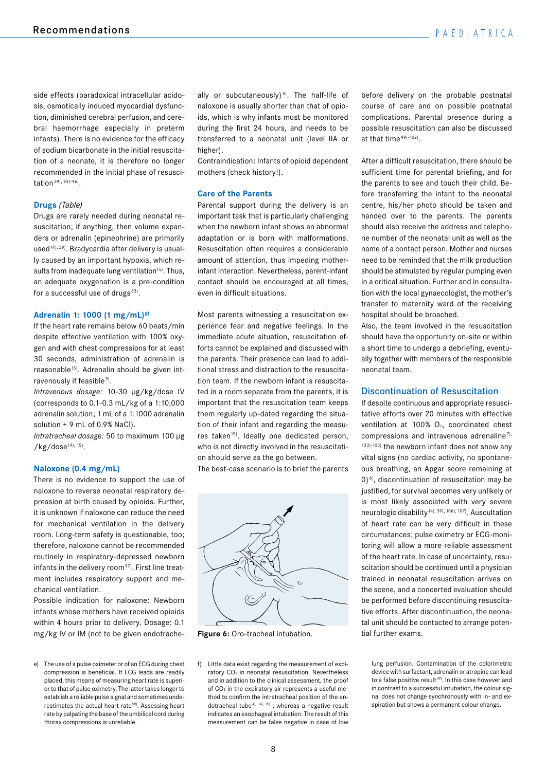side effects (paradoxical intracellular acidosis, osmotically induced myocardial dysfunction, diminished cerebral perfusion, and cerebral haemorrhage especially in preterm infants). There is no evidence for the efficacy of sodium bicarbonate in the initial resuscitation of a neonate, it is therefore no longer recommended in the initial phase of resuscitation[39), 93)-96)].

### Drugs *(Table)*

Drugs are rarely needed during neonatal resuscitation; if anything, then volume expanders or adrenalin (epinephrine) are primarily used[14), 39)]. Bradycardia after delivery is usually caused by an important hypoxia, which results from inadequate lung ventilation[15)]. Thus, an adequate oxygenation is a pre-condition for a successful use of drugs[83)].

### Adrenalin 1: 1000 (1 mg/mL)[g)]

If the heart rate remains below 60 beats/min despite effective ventilation with 100% oxygen and with chest compressions for at least 30 seconds, administration of adrenalin is reasonable[15)]. Adrenalin should be given intravenously if feasible[9)].

*Intravenous dosage:* 10-30 µg/kg/dose IV (corresponds to 0.1-0.3 mL/kg of a 1:10,000 adrenalin solution; 1 mL of a 1:1000 adrenalin solution + 9 mL of 0.9% NaCl).

*Intratracheal dosage:* 50 to maximum 100 µg /kg/dose[14), 15)].

### Naloxone (0.4 mg/mL)

There is no evidence to support the use of naloxone to reverse neonatal respiratory depression at birth caused by opioids. Further, it is unknown if naloxone can reduce the need for mechanical ventilation in the delivery room. Long-term safety is questionable, too; therefore, naloxone cannot be recommended routinely in respiratory-depressed newborn infants in the delivery room[97)]. First line treatment includes respiratory support and mechanical ventilation.

Possible indication for naloxone: Newborn infants whose mothers have received opioids within 4 hours prior to delivery. Dosage: 0.1 mg/kg IV or IM (not to be given endotracheally or subcutaneously)[h)]. The half-life of naloxone is usually shorter than that of opioids, which is why infants must be monitored during the first 24 hours, and needs to be transferred to a neonatal unit (level IIA or higher).

Contraindication: Infants of opioid dependent mothers (check history!).

### Care of the Parents

Parental support during the delivery is an important task that is particularly challenging when the newborn infant shows an abnormal adaptation or is born with malformations. Resuscitation often requires a considerable amount of attention, thus impeding mother-infant interaction. Nevertheless, parent-infant contact should be encouraged at all times, even in difficult situations.

Most parents witnessing a resuscitation experience fear and negative feelings. In the immediate acute situation, resuscitation efforts cannot be explained and discussed with the parents. Their presence can lead to additional stress and distraction to the resuscitation team. If the newborn infant is resuscitated in a room separate from the parents, it is important that the resuscitation team keeps them regularly up-dated regarding the situation of their infant and regarding the measures taken[15)]. Ideally one dedicated person, who is not directly involved in the resuscitation should serve as the go between.

The best-case scenario is to brief the parents before delivery on the probable postnatal course of care and on possible postnatal complications. Parental presence during a possible resuscitation can also be discussed at that time[99)-102)].

Figure 6: Oro-tracheal intubation.

After a difficult resuscitation, there should be sufficient time for parental briefing, and for the parents to see and touch their child. Before transferring the infant to the neonatal centre, his/her photo should be taken and handed over to the parents. The parents should also receive the address and telephone number of the neonatal unit as well as the name of a contact person. Mother and nurses need to be reminded that the milk production should be stimulated by regular pumping even in a critical situation. Further and in consultation with the local gynaecologist, the mother's transfer to maternity ward of the receiving hospital should be broached.

Also, the team involved in the resuscitation should have the opportunity on-site or within a short time to undergo a debriefing, eventually together with members of the responsible neonatal team.

## Discontinuation of Resuscitation

If despite continuous and appropriate resuscitative efforts over 20 minutes with effective ventilation at 100% $O_2$, coordinated chest compressions and intravenous adrenaline[7), 103)-105)] the newborn infant does not show any vital signs (no cardiac activity, no spontaneous breathing, an Apgar score remaining at 0)[6)], discontinuation of resuscitation may be justified, for survival becomes very unlikely or is most likely associated with very severe neurologic disability[14), 39), 106), 107)]. Auscultation of heart rate can be very difficult in these circumstances; pulse oximetry or ECG-monitoring will allow a more reliable assessment of the heart rate. In case of uncertainty, resuscitation should be continued until a physician trained in neonatal resuscitation arrives on the scene, and a concerted evaluation should be performed before discontinuing resuscitative efforts. After discontinuation, the neonatal unit should be contacted to arrange potential further exams.

---

e) The use of a pulse oximeter or of an ECG during chest compression is beneficial. If ECG leads are readily placed, this means of measuring heart rate is superior to that of pulse oximetry. The latter takes longer to establish a reliable pulse signal and sometimes underestimates the actual heart rate[59)]. Assessing heart rate by palpating the base of the umbilical cord during thorax compressions is unreliable.

f) Little data exist regarding the measurement of expiratory $CO_2$ in neonatal resuscitation. Nevertheless and in addition to the clinical assessment, the proof of $CO_2$ in the expiratory air represents a useful method to confirm the intratracheal position of the endotracheal tube[4), 14), 15)] ; whereas a negative result indicates an esophageal intubation. The result of this measurement can be false negative in case of low lung perfusion. Contamination of the colorimetric device with surfactant, adrenalin or atropine can lead to a false positive result[39)]. In this case however and in contrast to a successful intubation, the colour signal does not change synchronously with in- and expiration but shows a permanent colour change.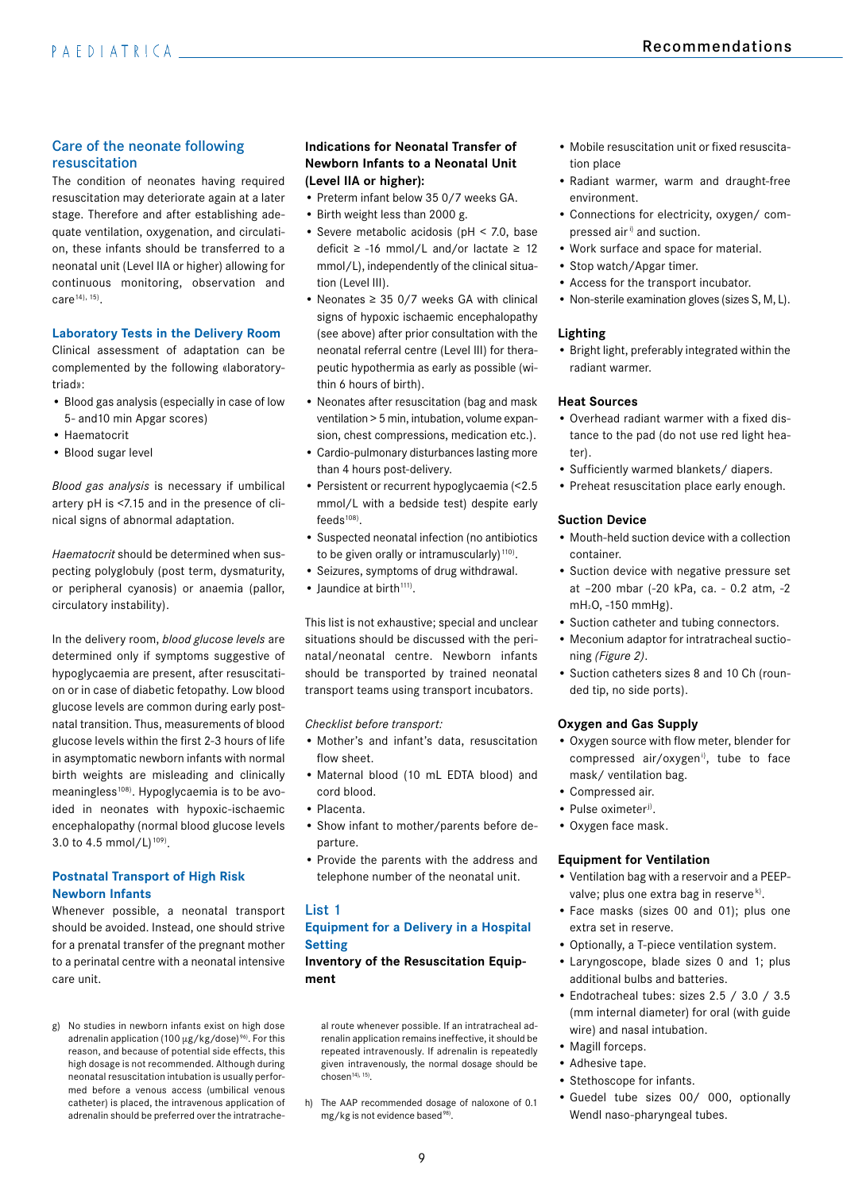## Care of the neonate following resuscitation

The condition of neonates having required resuscitation may deteriorate again at a later stage. Therefore and after establishing adequate ventilation, oxygenation, and circulation, these infants should be transferred to a neonatal unit (Level IIA or higher) allowing for continuous monitoring, observation and care[14), 15)].

### Laboratory Tests in the Delivery Room

Clinical assessment of adaptation can be complemented by the following «laboratory-triad»:

- Blood gas analysis (especially in case of low 5- and10 min Apgar scores)
- Haematocrit
- Blood sugar level

*Blood gas analysis* is necessary if umbilical artery pH is <7.15 and in the presence of clinical signs of abnormal adaptation.

*Haematocrit* should be determined when suspecting polyglobuly (post term, dysmaturity, or peripheral cyanosis) or anaemia (pallor, circulatory instability).

In the delivery room, *blood glucose levels* are determined only if symptoms suggestive of hypoglycaemia are present, after resuscitation or in case of diabetic fetopathy. Low blood glucose levels are common during early postnatal transition. Thus, measurements of blood glucose levels within the first 2-3 hours of life in asymptomatic newborn infants with normal birth weights are misleading and clinically meaningless[108)]. Hypoglycaemia is to be avoided in neonates with hypoxic-ischaemic encephalopathy (normal blood glucose levels 3.0 to 4.5 mmol/L)[109)].

### Postnatal Transport of High Risk Newborn Infants

Whenever possible, a neonatal transport should be avoided. Instead, one should strive for a prenatal transfer of the pregnant mother to a perinatal centre with a neonatal intensive care unit.

**Indications for Neonatal Transfer of Newborn Infants to a Neonatal Unit (Level IIA or higher):**

- Preterm infant below 35 0/7 weeks GA.
- Birth weight less than 2000 g.
- Severe metabolic acidosis (pH < 7.0, base deficit ≥ -16 mmol/L and/or lactate ≥ 12 mmol/L), independently of the clinical situation (Level III).
- Neonates ≥ 35 0/7 weeks GA with clinical signs of hypoxic ischaemic encephalopathy (see above) after prior consultation with the neonatal referral centre (Level III) for therapeutic hypothermia as early as possible (within 6 hours of birth).
- Neonates after resuscitation (bag and mask ventilation > 5 min, intubation, volume expansion, chest compressions, medication etc.).
- Cardio-pulmonary disturbances lasting more than 4 hours post-delivery.
- Persistent or recurrent hypoglycaemia (<2.5 mmol/L with a bedside test) despite early feeds[108)].
- Suspected neonatal infection (no antibiotics to be given orally or intramuscularly)[110)].
- Seizures, symptoms of drug withdrawal.
- Jaundice at birth[111)].

This list is not exhaustive; special and unclear situations should be discussed with the perinatal/neonatal centre. Newborn infants should be transported by trained neonatal transport teams using transport incubators.

*Checklist before transport:*

- Mother's and infant's data, resuscitation flow sheet.
- Maternal blood (10 mL EDTA blood) and cord blood.
- Placenta.
- Show infant to mother/parents before departure.
- Provide the parents with the address and telephone number of the neonatal unit.

## List 1
## Equipment for a Delivery in a Hospital Setting

**Inventory of the Resuscitation Equipment**

- Mobile resuscitation unit or fixed resuscitation place
- Radiant warmer, warm and draught-free environment.
- Connections for electricity, oxygen/ compressed air[i)] and suction.
- Work surface and space for material.
- Stop watch/Apgar timer.
- Access for the transport incubator.
- Non-sterile examination gloves (sizes S, M, L).

**Lighting**

- Bright light, preferably integrated within the radiant warmer.

**Heat Sources**

- Overhead radiant warmer with a fixed distance to the pad (do not use red light heater).
- Sufficiently warmed blankets/ diapers.
- Preheat resuscitation place early enough.

**Suction Device**

- Mouth-held suction device with a collection container.
- Suction device with negative pressure set at –200 mbar (-20 kPa, ca. - 0.2 atm, -2 $mH_2O$, -150 mmHg).
- Suction catheter and tubing connectors.
- Meconium adaptor for intratracheal suctioning *(Figure 2)*.
- Suction catheters sizes 8 and 10 Ch (rounded tip, no side ports).

**Oxygen and Gas Supply**

- Oxygen source with flow meter, blender for compressed air/oxygen[i)], tube to face mask/ ventilation bag.
- Compressed air.
- Pulse oximeter[j)].
- Oxygen face mask.

**Equipment for Ventilation**

- Ventilation bag with a reservoir and a PEEP-valve; plus one extra bag in reserve[k)].
- Face masks (sizes 00 and 01); plus one extra set in reserve.
- Optionally, a T-piece ventilation system.
- Laryngoscope, blade sizes 0 and 1; plus additional bulbs and batteries.
- Endotracheal tubes: sizes 2.5 / 3.0 / 3.5 (mm internal diameter) for oral (with guide wire) and nasal intubation.
- Magill forceps.
- Adhesive tape.
- Stethoscope for infants.
- Guedel tube sizes 00/ 000, optionally Wendl naso-pharyngeal tubes.

---

g) No studies in newborn infants exist on high dose adrenalin application (100 µg/kg/dose)[96)]. For this reason, and because of potential side effects, this high dosage is not recommended. Although during neonatal resuscitation intubation is usually performed before a venous access (umbilical venous catheter) is placed, the intravenous application of adrenalin should be preferred over the intratracheal route whenever possible. If an intratracheal adrenalin application remains ineffective, it should be repeated intravenously. If adrenalin is repeatedly given intravenously, the normal dosage should be chosen[14), 15)].

h) The AAP recommended dosage of naloxone of 0.1 mg/kg is not evidence based[98)].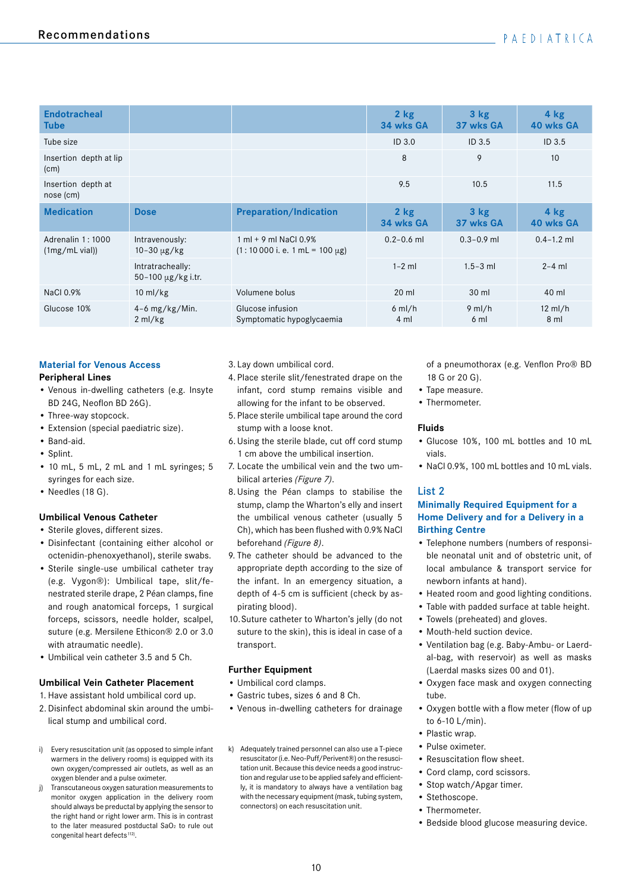| Endotracheal Tube | | | 2 kg 34 wks GA | 3 kg 37 wks GA | 4 kg 40 wks GA |
|---|---|---|---|---|---|
| Tube size | | | ID 3.0 | ID 3.5 | ID 3.5 |
| Insertion depth at lip (cm) | | | 8 | 9 | 10 |
| Insertion depth at nose (cm) | | | 9.5 | 10.5 | 11.5 |
| **Medication** | **Dose** | **Preparation/Indication** | **2 kg 34 wks GA** | **3 kg 37 wks GA** | **4 kg 40 wks GA** |
| Adrenalin 1 : 1000 (1mg/mL vial)) | Intravenously: 10–30 µg/kg | 1 ml + 9 ml NaCl 0.9% (1 : 10 000 i. e. 1 mL = 100 µg) | 0.2–0.6 ml | 0.3–0.9 ml | 0.4–1.2 ml |
| | Intratracheally: 50–100 µg/kg i.tr. | | 1–2 ml | 1.5–3 ml | 2–4 ml |
| NaCl 0.9% | 10 ml/kg | Volumene bolus | 20 ml | 30 ml | 40 ml |
| Glucose 10% | 4–6 mg/kg/Min. 2 ml/kg | Glucose infusion Symptomatic hypoglycaemia | 6 ml/h 4 ml | 9 ml/h 6 ml | 12 ml/h 8 ml |

## Material for Venous Access

**Peripheral Lines**

- Venous in-dwelling catheters (e.g. Insyte BD 24G, Neoflon BD 26G).
- Three-way stopcock.
- Extension (special paediatric size).
- Band-aid.
- Splint.
- 10 mL, 5 mL, 2 mL and 1 mL syringes; 5 syringes for each size.
- Needles (18 G).

**Umbilical Venous Catheter**

- Sterile gloves, different sizes.
- Disinfectant (containing either alcohol or octenidin-phenoxyethanol), sterile swabs.
- Sterile single-use umbilical catheter tray (e.g. Vygon®): Umbilical tape, slit/fenestrated sterile drape, 2 Péan clamps, fine and rough anatomical forceps, 1 surgical forceps, scissors, needle holder, scalpel, suture (e.g. Mersilene Ethicon® 2.0 or 3.0 with atraumatic needle).
- Umbilical vein catheter 3.5 and 5 Ch.

**Umbilical Vein Catheter Placement**

1. Have assistant hold umbilical cord up.
2. Disinfect abdominal skin around the umbilical stump and umbilical cord.
3. Lay down umbilical cord.
4. Place sterile slit/fenestrated drape on the infant, cord stump remains visible and allowing for the infant to be observed.
5. Place sterile umbilical tape around the cord stump with a loose knot.
6. Using the sterile blade, cut off cord stump 1 cm above the umbilical insertion.
7. Locate the umbilical vein and the two umbilical arteries *(Figure 7)*.
8. Using the Péan clamps to stabilise the stump, clamp the Wharton's elly and insert the umbilical venous catheter (usually 5 Ch), which has been flushed with 0.9% NaCl beforehand *(Figure 8)*.
9. The catheter should be advanced to the appropriate depth according to the size of the infant. In an emergency situation, a depth of 4-5 cm is sufficient (check by aspirating blood).
10. Suture catheter to Wharton's jelly (do not suture to the skin), this is ideal in case of a transport.

**Further Equipment**

- Umbilical cord clamps.
- Gastric tubes, sizes 6 and 8 Ch.
- Venous in-dwelling catheters for drainage of a pneumothorax (e.g. Venflon Pro® BD 18 G or 20 G).
- Tape measure.
- Thermometer.

**Fluids**

- Glucose 10%, 100 mL bottles and 10 mL vials.
- NaCl 0.9%, 100 mL bottles and 10 mL vials.

## List 2

### Minimally Required Equipment for a Home Delivery and for a Delivery in a Birthing Centre

- Telephone numbers (numbers of responsible neonatal unit and of obstetric unit, of local ambulance & transport service for newborn infants at hand).
- Heated room and good lighting conditions.
- Table with padded surface at table height.
- Towels (preheated) and gloves.
- Mouth-held suction device.
- Ventilation bag (e.g. Baby-Ambu- or Laerdal-bag, with reservoir) as well as masks (Laerdal masks sizes 00 and 01).
- Oxygen face mask and oxygen connecting tube.
- Oxygen bottle with a flow meter (flow of up to 6-10 L/min).
- Plastic wrap.
- Pulse oximeter.
- Resuscitation flow sheet.
- Cord clamp, cord scissors.
- Stop watch/Apgar timer.
- Stethoscope.
- Thermometer.
- Bedside blood glucose measuring device.

---

i) Every resuscitation unit (as opposed to simple infant warmers in the delivery rooms) is equipped with its own oxygen/compressed air outlets, as well as an oxygen blender and a pulse oximeter.

j) Transcutaneous oxygen saturation measurements to monitor oxygen application in the delivery room should always be preductal by applying the sensor to the right hand or right lower arm. This is in contrast to the later measured postductal $SaO_2$ to rule out congenital heart defects[112].

k) Adequately trained personnel can also use a T-piece resuscitator (i.e. Neo-Puff/Perivent®) on the resuscitation unit. Because this device needs a good instruction and regular use to be applied safely and efficiently, it is mandatory to always have a ventilation bag with the necessary equipment (mask, tubing system, connectors) on each resuscitation unit.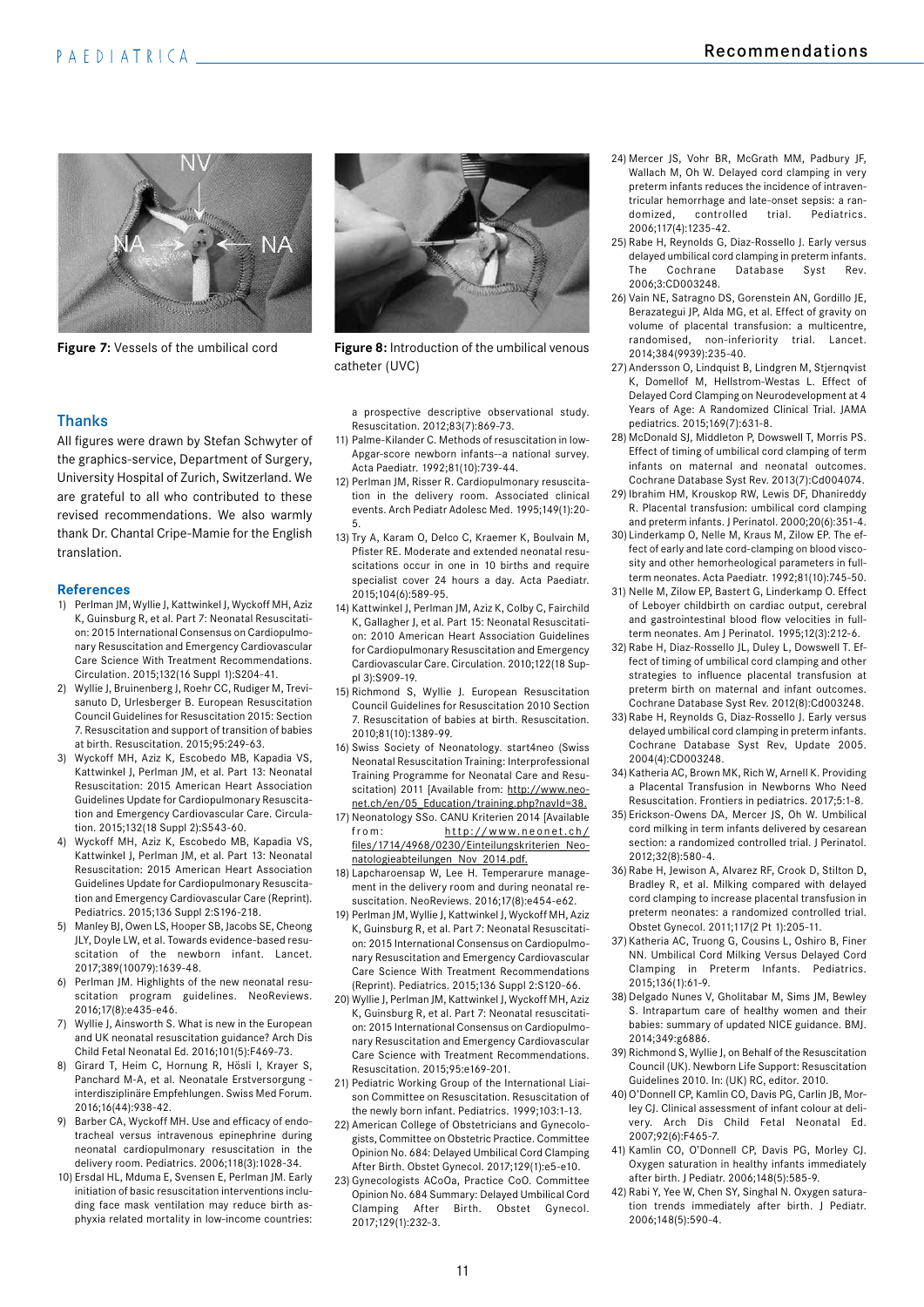Figure 7: Vessels of the umbilical cord

Figure 8: Introduction of the umbilical venous catheter (UVC)

## Thanks

All figures were drawn by Stefan Schwyter of the graphics-service, Department of Surgery, University Hospital of Zurich, Switzerland. We are grateful to all who contributed to these revised recommendations. We also warmly thank Dr. Chantal Cripe-Mamie for the English translation.

## References

1) Perlman JM, Wyllie J, Kattwinkel J, Wyckoff MH, Aziz K, Guinsburg R, et al. Part 7: Neonatal Resuscitation: 2015 International Consensus on Cardiopulmonary Resuscitation and Emergency Cardiovascular Care Science With Treatment Recommendations. Circulation. 2015;132(16 Suppl 1):S204-41.
2) Wyllie J, Bruinenberg J, Roehr CC, Rudiger M, Trevisanuto D, Urlesberger B. European Resuscitation Council Guidelines for Resuscitation 2015: Section 7. Resuscitation and support of transition of babies at birth. Resuscitation. 2015;95:249-63.
3) Wyckoff MH, Aziz K, Escobedo MB, Kapadia VS, Kattwinkel J, Perlman JM, et al. Part 13: Neonatal Resuscitation: 2015 American Heart Association Guidelines Update for Cardiopulmonary Resuscitation and Emergency Cardiovascular Care. Circulation. 2015;132(18 Suppl 2):S543-60.
4) Wyckoff MH, Aziz K, Escobedo MB, Kapadia VS, Kattwinkel J, Perlman JM, et al. Part 13: Neonatal Resuscitation: 2015 American Heart Association Guidelines Update for Cardiopulmonary Resuscitation and Emergency Cardiovascular Care (Reprint). Pediatrics. 2015;136 Suppl 2:S196-218.
5) Manley BJ, Owen LS, Hooper SB, Jacobs SE, Cheong JLY, Doyle LW, et al. Towards evidence-based resuscitation of the newborn infant. Lancet. 2017;389(10079):1639-48.
6) Perlman JM. Highlights of the new neonatal resuscitation program guidelines. NeoReviews. 2016;17(8):e435-e46.
7) Wyllie J, Ainsworth S. What is new in the European and UK neonatal resuscitation guidance? Arch Dis Child Fetal Neonatal Ed. 2016;101(5):F469-73.
8) Girard T, Heim C, Hornung R, Hösli I, Krayer S, Panchard M-A, et al. Neonatale Erstversorgung - interdisziplinäre Empfehlungen. Swiss Med Forum. 2016;16(44):938-42.
9) Barber CA, Wyckoff MH. Use and efficacy of endotracheal versus intravenous epinephrine during neonatal cardiopulmonary resuscitation in the delivery room. Pediatrics. 2006;118(3):1028-34.
10) Ersdal HL, Mduma E, Svensen E, Perlman JM. Early initiation of basic resuscitation interventions including face mask ventilation may reduce birth asphyxia related mortality in low-income countries: a prospective descriptive observational study. Resuscitation. 2012;83(7):869-73.
11) Palme-Kilander C. Methods of resuscitation in low-Apgar-score newborn infants--a national survey. Acta Paediatr. 1992;81(10):739-44.
12) Perlman JM, Risser R. Cardiopulmonary resuscitation in the delivery room. Associated clinical events. Arch Pediatr Adolesc Med. 1995;149(1):20-5.
13) Try A, Karam O, Delco C, Kraemer K, Boulvain M, Pfister RE. Moderate and extended neonatal resuscitations occur in one in 10 births and require specialist cover 24 hours a day. Acta Paediatr. 2015;104(6):589-95.
14) Kattwinkel J, Perlman JM, Aziz K, Colby C, Fairchild K, Gallagher J, et al. Part 15: Neonatal Resuscitation: 2010 American Heart Association Guidelines for Cardiopulmonary Resuscitation and Emergency Cardiovascular Care. Circulation. 2010;122(18 Suppl 3):S909-19.
15) Richmond S, Wyllie J. European Resuscitation Council Guidelines for Resuscitation 2010 Section 7. Resuscitation of babies at birth. Resuscitation. 2010;81(10):1389-99.
16) Swiss Society of Neonatology. start4neo (Swiss Neonatal Resuscitation Training: Interprofessional Training Programme for Neonatal Care and Resuscitation) 2011 [Available from: http://www.neonet.ch/en/05_Education/training.php?navId=38.
17) Neonatology SSo. CANU Kriterien 2014 [Available from: http://www.neonet.ch/files/1714/4968/0230/Einteilungskriterien_Neonatologieabteilungen_Nov_2014.pdf.
18) Lapcharoensap W, Lee H. Temperarure management in the delivery room and during neonatal resuscitation. NeoReviews. 2016;17(8):e454-e62.
19) Perlman JM, Wyllie J, Kattwinkel J, Wyckoff MH, Aziz K, Guinsburg R, et al. Part 7: Neonatal Resuscitation: 2015 International Consensus on Cardiopulmonary Resuscitation and Emergency Cardiovascular Care Science With Treatment Recommendations (Reprint). Pediatrics. 2015;136 Suppl 2:S120-66.
20) Wyllie J, Perlman JM, Kattwinkel J, Wyckoff MH, Aziz K, Guinsburg R, et al. Part 7: Neonatal resuscitation: 2015 International Consensus on Cardiopulmonary Resuscitation and Emergency Cardiovascular Care Science with Treatment Recommendations. Resuscitation. 2015;95:e169-201.
21) Pediatric Working Group of the International Liaison Committee on Resuscitation. Resuscitation of the newly born infant. Pediatrics. 1999;103:1-13.
22) American College of Obstetricians and Gynecologists, Committee on Obstetric Practice. Committee Opinion No. 684: Delayed Umbilical Cord Clamping After Birth. Obstet Gynecol. 2017;129(1):e5-e10.
23) Gynecologists ACoOa, Practice CoO. Committee Opinion No. 684 Summary: Delayed Umbilical Cord Clamping After Birth. Obstet Gynecol. 2017;129(1):232-3.
24) Mercer JS, Vohr BR, McGrath MM, Padbury JF, Wallach M, Oh W. Delayed cord clamping in very preterm infants reduces the incidence of intraventricular hemorrhage and late-onset sepsis: a randomized, controlled trial. Pediatrics. 2006;117(4):1235-42.
25) Rabe H, Reynolds G, Diaz-Rossello J. Early versus delayed umbilical cord clamping in preterm infants. The Cochrane Database Syst Rev. 2006;3:CD003248.
26) Vain NE, Satragno DS, Gorenstein AN, Gordillo JE, Berazategui JP, Alda MG, et al. Effect of gravity on volume of placental transfusion: a multicentre, randomised, non-inferiority trial. Lancet. 2014;384(9939):235-40.
27) Andersson O, Lindquist B, Lindgren M, Stjernqvist K, Domellof M, Hellstrom-Westas L. Effect of Delayed Cord Clamping on Neurodevelopment at 4 Years of Age: A Randomized Clinical Trial. JAMA pediatrics. 2015;169(7):631-8.
28) McDonald SJ, Middleton P, Dowswell T, Morris PS. Effect of timing of umbilical cord clamping of term infants on maternal and neonatal outcomes. Cochrane Database Syst Rev. 2013(7):Cd004074.
29) Ibrahim HM, Krouskop RW, Lewis DF, Dhanireddy R. Placental transfusion: umbilical cord clamping and preterm infants. J Perinatol. 2000;20(6):351-4.
30) Linderkamp O, Nelle M, Kraus M, Zilow EP. The effect of early and late cord-clamping on blood viscosity and other hemorheological parameters in full-term neonates. Acta Paediatr. 1992;81(10):745-50.
31) Nelle M, Zilow EP, Bastert G, Linderkamp O. Effect of Leboyer childbirth on cardiac output, cerebral and gastrointestinal blood flow velocities in full-term neonates. Am J Perinatol. 1995;12(3):212-6.
32) Rabe H, Diaz-Rossello JL, Duley L, Dowswell T. Effect of timing of umbilical cord clamping and other strategies to influence placental transfusion at preterm birth on maternal and infant outcomes. Cochrane Database Syst Rev. 2012(8):Cd003248.
33) Rabe H, Reynolds G, Diaz-Rossello J. Early versus delayed umbilical cord clamping in preterm infants. Cochrane Database Syst Rev, Update 2005. 2004(4):CD003248.
34) Katheria AC, Brown MK, Rich W, Arnell K. Providing a Placental Transfusion in Newborns Who Need Resuscitation. Frontiers in pediatrics. 2017;5:1-8.
35) Erickson-Owens DA, Mercer JS, Oh W. Umbilical cord milking in term infants delivered by cesarean section: a randomized controlled trial. J Perinatol. 2012;32(8):580-4.
36) Rabe H, Jewison A, Alvarez RF, Crook D, Stilton D, Bradley R, et al. Milking compared with delayed cord clamping to increase placental transfusion in preterm neonates: a randomized controlled trial. Obstet Gynecol. 2011;117(2 Pt 1):205-11.
37) Katheria AC, Truong G, Cousins L, Oshiro B, Finer NN. Umbilical Cord Milking Versus Delayed Cord Clamping in Preterm Infants. Pediatrics. 2015;136(1):61-9.
38) Delgado Nunes V, Gholitabar M, Sims JM, Bewley S. Intrapartum care of healthy women and their babies: summary of updated NICE guidance. BMJ. 2014;349:g6886.
39) Richmond S, Wyllie J, on Behalf of the Resuscitation Council (UK). Newborn Life Support: Resuscitation Guidelines 2010. In: (UK) RC, editor. 2010.
40) O'Donnell CP, Kamlin CO, Davis PG, Carlin JB, Morley CJ. Clinical assessment of infant colour at delivery. Arch Dis Child Fetal Neonatal Ed. 2007;92(6):F465-7.
41) Kamlin CO, O'Donnell CP, Davis PG, Morley CJ. Oxygen saturation in healthy infants immediately after birth. J Pediatr. 2006;148(5):585-9.
42) Rabi Y, Yee W, Chen SY, Singhal N. Oxygen saturation trends immediately after birth. J Pediatr. 2006;148(5):590-4.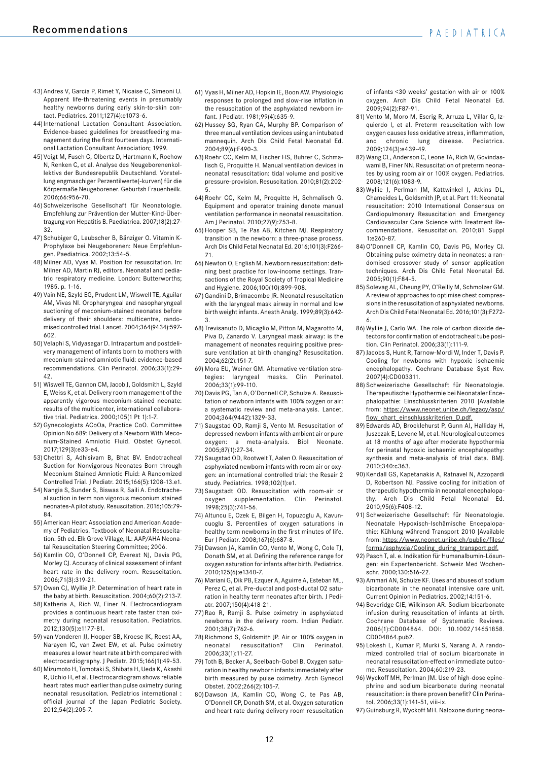43) Andres V, Garcia P, Rimet Y, Nicaise C, Simeoni U. Apparent life-threatening events in presumably healthy newborns during early skin-to-skin contact. Pediatrics. 2011;127(4):e1073-6.
44) International Lactation Consultant Association. Evidence-based guidelines for breastfeeding management during the first fourteen days. International Lactation Consultant Association; 1999.
45) Voigt M, Fusch C, Olbertz D, Hartmann K, Rochow N, Renken C, et al. Analyse des Neugeborenenkollektivs der Bundesrepublik Deutschland. Vorstellung engmaschiger Perzentilwerte(-kurven) für die Körpermaße Neugeborener. Geburtsh Frauenheilk. 2006;66:956-70.
46) Schweizerische Gesellschaft für Neonatologie. Empfehlung zur Prävention der Mutter-Kind-Übertragung von Hepatitis B. Paediatrica. 2007;18(2):27-32.
47) Schubiger G, Laubscher B, Bänziger O. Vitamin K-Prophylaxe bei Neugeborenen: Neue Empfehlungen. Paediatrica. 2002;13:54-5.
48) Milner AD, Vyas M. Position for resuscitation. In: Milner AD, Martin RJ, editors. Neonatal and pediatric respiratory medicine. London: Butterworths; 1985. p. 1-16.
49) Vain NE, Szyld EG, Prudent LM, Wiswell TE, Aguilar AM, Vivas NI. Oropharyngeal and nasopharyngeal suctioning of meconium-stained neonates before delivery of their shoulders: multicentre, randomised controlled trial. Lancet. 2004;364(9434):597-602.
50) Velaphi S, Vidyasagar D. Intrapartum and postdelivery management of infants born to mothers with meconium-stained amniotic fluid: evidence-based recommendations. Clin Perinatol. 2006;33(1):29-42.
51) Wiswell TE, Gannon CM, Jacob J, Goldsmith L, Szyld E, Weiss K, et al. Delivery room management of the apparently vigorous meconium-stained neonate: results of the multicenter, international collaborative trial. Pediatrics. 2000;105(1 Pt 1):1-7.
52) Gynecologists ACoOa, Practice CoO. Committee Opinion No 689: Delivery of a Newborn With Meconium-Stained Amniotic Fluid. Obstet Gynecol. 2017;129(3):e33-e4.
53) Chettri S, Adhisivam B, Bhat BV. Endotracheal Suction for Nonvigorous Neonates Born through Meconium Stained Amniotic Fluid: A Randomized Controlled Trial. J Pediatr. 2015;166(5):1208-13.e1.
54) Nangia S, Sunder S, Biswas R, Saili A. Endotracheal suction in term non vigorous meconium stained neonates-A pilot study. Resuscitation. 2016;105:79-84.
55) American Heart Association and American Academy of Pediatrics. Textbook of Neonatal Resuscitation. 5th ed. Elk Grove Village, IL: AAP/AHA Neonatal Resuscitation Steering Committee; 2006.
56) Kamlin CO, O'Donnell CP, Everest NJ, Davis PG, Morley CJ. Accuracy of clinical assessment of infant heart rate in the delivery room. Resuscitation. 2006;71(3):319-21.
57) Owen CJ, Wyllie JP. Determination of heart rate in the baby at birth. Resuscitation. 2004;60(2):213-7.
58) Katheria A, Rich W, Finer N. Electrocardiogram provides a continuous heart rate faster than oximetry during neonatal resuscitation. Pediatrics. 2012;130(5):e1177-81.
59) van Vonderen JJ, Hooper SB, Kroese JK, Roest AA, Narayen IC, van Zwet EW, et al. Pulse oximetry measures a lower heart rate at birth compared with electrocardiography. J Pediatr. 2015;166(1):49-53.
60) Mizumoto H, Tomotaki S, Shibata H, Ueda K, Akashi R, Uchio H, et al. Electrocardiogram shows reliable heart rates much earlier than pulse oximetry during neonatal resuscitation. Pediatrics international : official journal of the Japan Pediatric Society. 2012;54(2):205-7.
61) Vyas H, Milner AD, Hopkin IE, Boon AW. Physiologic responses to prolonged and slow-rise inflation in the resuscitation of the asphyxiated newborn infant. J Pediatr. 1981;99(4):635-9.
62) Hussey SG, Ryan CA, Murphy BP. Comparison of three manual ventilation devices using an intubated mannequin. Arch Dis Child Fetal Neonatal Ed. 2004;89(6):F490-3.
63) Roehr CC, Kelm M, Fischer HS, Buhrer C, Schmalisch G, Proquitte H. Manual ventilation devices in neonatal resuscitation: tidal volume and positive pressure-provision. Resuscitation. 2010;81(2):202-5.
64) Roehr CC, Kelm M, Proquitte H, Schmalisch G. Equipment and operator training denote manual ventilation performance in neonatal resuscitation. Am J Perinatol. 2010;27(9):753-8.
65) Hooper SB, Te Pas AB, Kitchen MJ. Respiratory transition in the newborn: a three-phase process. Arch Dis Child Fetal Neonatal Ed. 2016;101(3):F266-71.
66) Newton O, English M. Newborn resuscitation: defining best practice for low-income settings. Transactions of the Royal Society of Tropical Medicine and Hygiene. 2006;100(10):899-908.
67) Gandini D, Brimacombe JR. Neonatal resuscitation with the laryngeal mask airway in normal and low birth weight infants. Anesth Analg. 1999;89(3):642-3.
68) Trevisanuto D, Micaglio M, Pitton M, Magarotto M, Piva D, Zanardo V. Laryngeal mask airway: is the management of neonates requiring positive pressure ventilation at birth changing? Resuscitation. 2004;62(2):151-7.
69) Mora EU, Weiner GM. Alternative ventilation strategies: laryngeal masks. Clin Perinatol. 2006;33(1):99-110.
70) Davis PG, Tan A, O'Donnell CP, Schulze A. Resuscitation of newborn infants with 100% oxygen or air: a systematic review and meta-analysis. Lancet. 2004;364(9442):1329-33.
71) Saugstad OD, Ramji S, Vento M. Resuscitation of depressed newborn infants with ambient air or pure oxygen: a meta-analysis. Biol Neonate. 2005;87(1):27-34.
72) Saugstad OD, Rootwelt T, Aalen O. Resuscitation of asphyxiated newborn infants with room air or oxygen: an international controlled trial: the Resair 2 study. Pediatrics. 1998;102(1):e1.
73) Saugstadt OD. Resuscitation with room-air or oxygen supplementation. Clin Perinatol. 1998;25(3):741-56.
74) Altuncu E, Ozek E, Bilgen H, Topuzoglu A, Kavuncuoglu S. Percentiles of oxygen saturations in healthy term newborns in the first minutes of life. Eur J Pediatr. 2008;167(6):687-8.
75) Dawson JA, Kamlin CO, Vento M, Wong C, Cole TJ, Donath SM, et al. Defining the reference range for oxygen saturation for infants after birth. Pediatrics. 2010;125(6):e1340-7.
76) Mariani G, Dik PB, Ezquer A, Aguirre A, Esteban ML, Perez C, et al. Pre-ductal and post-ductal O2 saturation in healthy term neonates after birth. J Pediatr. 2007;150(4):418-21.
77) Rao R, Ramji S. Pulse oximetry in asphyxiated newborns in the delivery room. Indian Pediatr. 2001;38(7):762-6.
78) Richmond S, Goldsmith JP. Air or 100% oxygen in neonatal resuscitation? Clin Perinatol. 2006;33(1):11-27.
79) Toth B, Becker A, Seelbach-Gobel B. Oxygen saturation in healthy newborn infants immediately after birth measured by pulse oximetry. Arch Gynecol Obstet. 2002;266(2):105-7.
80) Dawson JA, Kamlin CO, Wong C, te Pas AB, O'Donnell CP, Donath SM, et al. Oxygen saturation and heart rate during delivery room resuscitation of infants <30 weeks' gestation with air or 100% oxygen. Arch Dis Child Fetal Neonatal Ed. 2009;94(2):F87-91.
81) Vento M, Moro M, Escrig R, Arruza L, Villar G, Izquierdo I, et al. Preterm resuscitation with low oxygen causes less oxidative stress, inflammation, and chronic lung disease. Pediatrics. 2009;124(3):e439-49.
82) Wang CL, Anderson C, Leone TA, Rich W, Govindaswami B, Finer NN. Resuscitation of preterm neonates by using room air or 100% oxygen. Pediatrics. 2008;121(6):1083-9.
83) Wyllie J, Perlman JM, Kattwinkel J, Atkins DL, Chameides L, Goldsmith JP, et al. Part 11: Neonatal resuscitation: 2010 International Consensus on Cardiopulmonary Resuscitation and Emergency Cardiovascular Care Science with Treatment Recommendations. Resuscitation. 2010;81 Suppl 1:e260-87.
84) O'Donnell CP, Kamlin CO, Davis PG, Morley CJ. Obtaining pulse oximetry data in neonates: a randomised crossover study of sensor application techniques. Arch Dis Child Fetal Neonatal Ed. 2005;90(1):F84-5.
85) Solevag AL, Cheung PY, O'Reilly M, Schmolzer GM. A review of approaches to optimise chest compressions in the resuscitation of asphyxiated newborns. Arch Dis Child Fetal Neonatal Ed. 2016;101(3):F272-6.
86) Wyllie J, Carlo WA. The role of carbon dioxide detectors for confirmation of endotracheal tube position. Clin Perinatol. 2006;33(1):111-9.
87) Jacobs S, Hunt R, Tarnow-Mordi W, Inder T, Davis P. Cooling for newborns with hypoxic ischaemic encephalopathy. Cochrane Database Syst Rev. 2007(4):CD003311.
88) Schweizerische Gesellschaft für Neonatologie. Therapeutische Hypothermie bei Neonataler Encephalopathie: Einschlusskriterien 2010 [Available from: https://www.neonet.unibe.ch/legacy/asp/flow_chart_einschlusskriterien_D.pdf.
89) Edwards AD, Brocklehurst P, Gunn AJ, Halliday H, Juszczak E, Levene M, et al. Neurological outcomes at 18 months of age after moderate hypothermia for perinatal hypoxic ischaemic encephalopathy: synthesis and meta-analysis of trial data. BMJ. 2010;340:c363.
90) Kendall GS, Kapetanakis A, Ratnavel N, Azzopardi D, Robertson NJ. Passive cooling for initiation of therapeutic hypothermia in neonatal encephalopathy. Arch Dis Child Fetal Neonatal Ed. 2010;95(6):F408-12.
91) Schweizerische Gesellschaft für Neonatologie. Neonatale Hypoxisch-Ischämische Encepalopathie: Kühlung während Transport 2010 [Available from: https://www.neonet.unibe.ch/public/files/forms/asphyxia/Cooling_during_transport.pdf.
92) Pasch T, al. e. Indikation für Humanalbumin-Lösungen: ein Expertenbericht. Schweiz Med Wochenschr. 2000;130:516-22.
93) Ammari AN, Schulze KF. Uses and abuses of sodium bicarbonate in the neonatal intensive care unit. Current Opinion in Pediatrics. 2002;14:151-6.
94) Beveridge CJE, Wilkinson AR. Sodium bicarbonate infusion during resuscitation of infants at birth. Cochrane Database of Systematic Reviews. 2006(1):CD004864. DOI: 10.1002/14651858.CD004864.pub2.
95) Lokesh L, Kumar P, Murki S, Narang A. A randomized controlled trial of sodium bicarbonate in neonatal resuscitation-effect on immediate outcome. Resuscitation. 2004;60:219-23.
96) Wyckoff MH, Perlman JM. Use of high-dose epinephrine and sodium bicarbonate during neonatal resuscitation: is there proven benefit? Clin Perinatol. 2006;33(1):141-51, viii-ix.
97) Guinsburg R, Wyckoff MH. Naloxone during neona-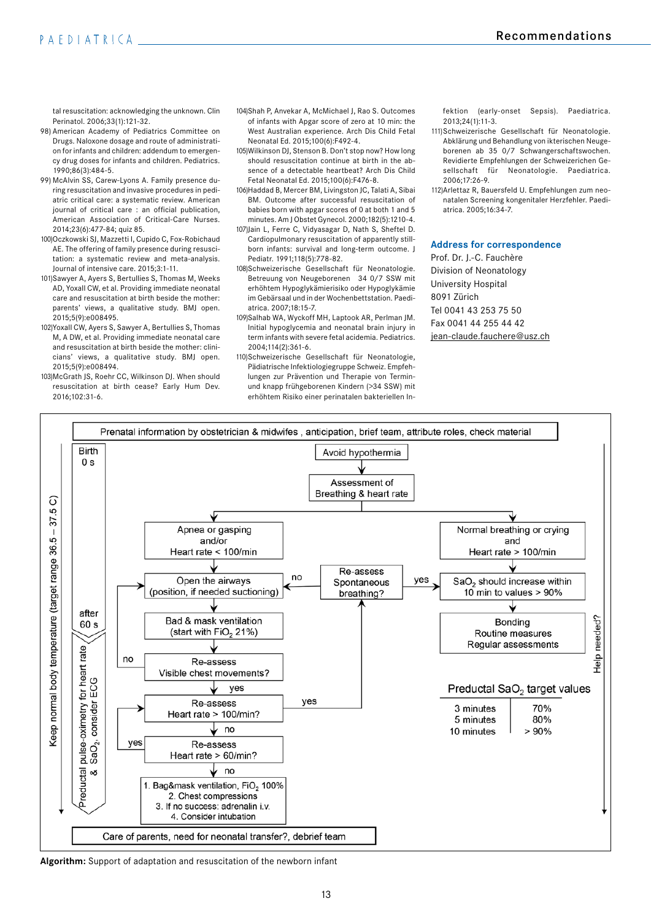tal resuscitation: acknowledging the unknown. Clin Perinatol. 2006;33(1):121-32.

98) American Academy of Pediatrics Committee on Drugs. Naloxone dosage and route of administration for infants and children: addendum to emergency drug doses for infants and children. Pediatrics. 1990;86(3):484-5.

99) McAlvin SS, Carew-Lyons A. Family presence during resuscitation and invasive procedures in pediatric critical care: a systematic review. American journal of critical care : an official publication, American Association of Critical-Care Nurses. 2014;23(6):477-84; quiz 85.

100) Oczkowski SJ, Mazzetti I, Cupido C, Fox-Robichaud AE. The offering of family presence during resuscitation: a systematic review and meta-analysis. Journal of intensive care. 2015;3:1-11.

101) Sawyer A, Ayers S, Bertullies S, Thomas M, Weeks AD, Yoxall CW, et al. Providing immediate neonatal care and resuscitation at birth beside the mother: parents' views, a qualitative study. BMJ open. 2015;5(9):e008495.

102) Yoxall CW, Ayers S, Sawyer A, Bertullies S, Thomas M, A DW, et al. Providing immediate neonatal care and resuscitation at birth beside the mother: clinicians' views, a qualitative study. BMJ open. 2015;5(9):e008494.

103) McGrath JS, Roehr CC, Wilkinson DJ. When should resuscitation at birth cease? Early Hum Dev. 2016;102:31-6.

104) Shah P, Anvekar A, McMichael J, Rao S. Outcomes of infants with Apgar score of zero at 10 min: the West Australian experience. Arch Dis Child Fetal Neonatal Ed. 2015;100(6):F492-4.

105) Wilkinson DJ, Stenson B. Don't stop now? How long should resuscitation continue at birth in the absence of a detectable heartbeat? Arch Dis Child Fetal Neonatal Ed. 2015;100(6):F476-8.

106) Haddad B, Mercer BM, Livingston JC, Talati A, Sibai BM. Outcome after successful resuscitation of babies born with apgar scores of 0 at both 1 and 5 minutes. Am J Obstet Gynecol. 2000;182(5):1210-4.

107) Jain L, Ferre C, Vidyasagar D, Nath S, Sheftel D. Cardiopulmonary resuscitation of apparently stillborn infants: survival and long-term outcome. J Pediatr. 1991;118(5):778-82.

108) Schweizerische Gesellschaft für Neonatologie. Betreuung von Neugeborenen 34 0/7 SSW mit erhöhtem Hypoglykämierisiko oder Hypoglykämie im Gebärsaal und in der Wochenbettstation. Paediatrica. 2007;18:15-7.

109) Salhab WA, Wyckoff MH, Laptook AR, Perlman JM. Initial hypoglycemia and neonatal brain injury in term infants with severe fetal acidemia. Pediatrics. 2004;114(2):361-6.

110) Schweizerische Gesellschaft für Neonatologie, Pädiatrische Infektiologiegruppe Schweiz. Empfehlungen zur Prävention und Therapie von Termin- und knapp frühgeborenen Kindern (>34 SSW) mit erhöhtem Risiko einer perinatalen bakteriellen Infektion (early-onset Sepsis). Paediatrica. 2013;24(1):11-3.

111) Schweizerische Gesellschaft für Neonatologie. Abklärung und Behandlung von ikterischen Neugeborenen ab 35 0/7 Schwangerschaftswochen. Revidierte Empfehlungen der Schweizerichen Gesellschaft für Neonatologie. Paediatrica. 2006;17:26-9.

112) Arlettaz R, Bauersfeld U. Empfehlungen zum neonatalen Screening kongenitaler Herzfehler. Paediatrica. 2005;16:34-7.

### Address for correspondence

Prof. Dr. J.-C. Fauchère
Division of Neonatology
University Hospital
8091 Zürich
Tel 0041 43 253 75 50
Fax 0041 44 255 44 42
jean-claude.fauchere@usz.ch

Prenatal information by obstetrician & midwifes , anticipation, brief team, attribute roles, check material

Birth 0 s

after 60 s

Keep normal body temperature (target range 36.5 – 37.5 C)

Preductal pulse-oximetry for heart rate & $SaO_2$, consider ECG

Avoid hypothermia

Assessment of Breathing & heart rate

Apnea or gasping and/or Heart rate < 100/min

Normal breathing or crying and Heart rate > 100/min

Open the airways (position, if needed suctioning)

no

Re-assess Spontaneous breathing?

yes

$SaO_2$ should increase within 10 min to values > 90%

Bad & mask ventilation (start with $FiO_2$ 21%)

Bonding
Routine measures
Regular assessments

Help needed?

no

Re-assess Visible chest movements?

yes

Re-assess Heart rate > 100/min?

yes

no

yes

Re-assess Heart rate > 60/min?

no

1. Bag&mask ventilation, $FiO_2$ 100%
2. Chest compressions
3. If no success: adrenalin i.v.
4. Consider intubation

Preductal $SaO_2$ target values

3 minutes 70%
5 minutes 80%
10 minutes > 90%

Care of parents, need for neonatal transfer?, debrief team

**Algorithm:** Support of adaptation and resuscitation of the newborn infant